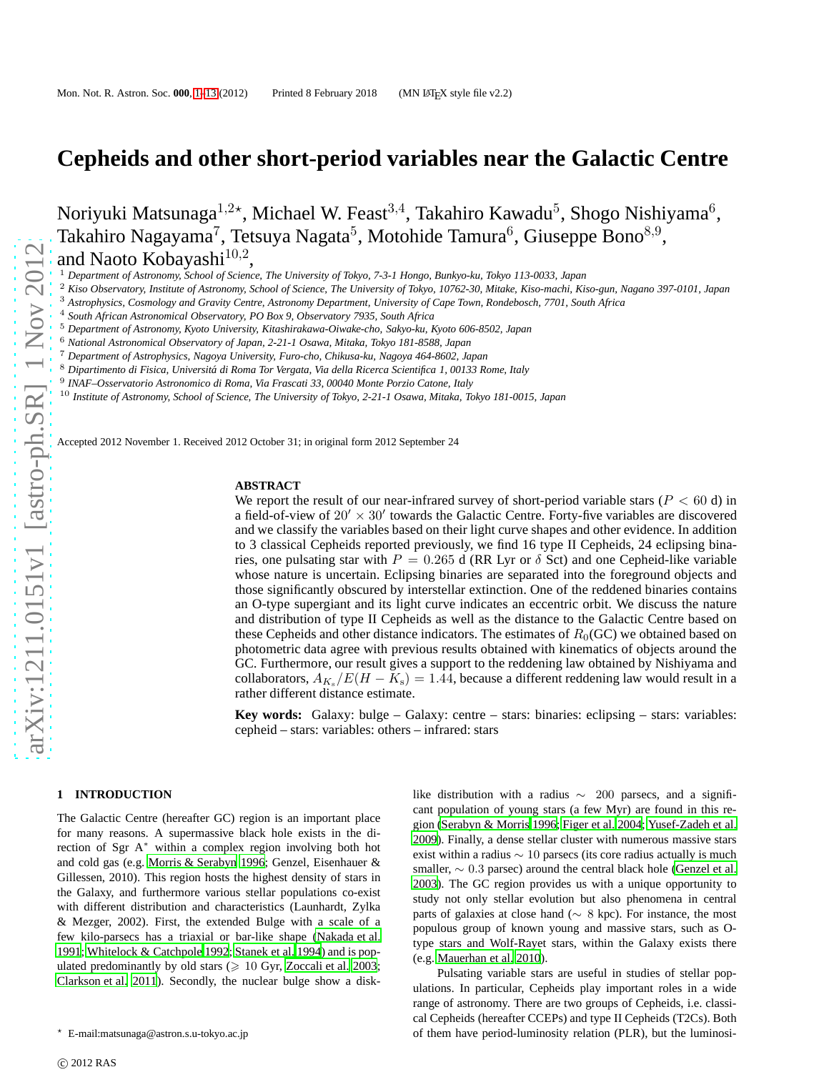# Cepheids and other short-period variables near the Galactic Centre

Noriyuki Matsunaga[1,2⋆], Michael W. Feast[3,4], Takahiro Kawadu[5], Shogo Nishiyama[6], Takahiro Nagayama[7], Tetsuya Nagata[5], Motohide Tamura[6], Giuseppe Bono[8,9], and Naoto Kobayashi[10,2],

[1] *Department of Astronomy, School of Science, The University of Tokyo, 7-3-1 Hongo, Bunkyo-ku, Tokyo 113-0033, Japan*
[2] *Kiso Observatory, Institute of Astronomy, School of Science, The University of Tokyo, 10762-30, Mitake, Kiso-machi, Kiso-gun, Nagano 397-0101, Japan*
[3] *Astrophysics, Cosmology and Gravity Centre, Astronomy Department, University of Cape Town, Rondebosch, 7701, South Africa*
[4] *South African Astronomical Observatory, PO Box 9, Observatory 7935, South Africa*
[5] *Department of Astronomy, Kyoto University, Kitashirakawa-Oiwake-cho, Sakyo-ku, Kyoto 606-8502, Japan*
[6] *National Astronomical Observatory of Japan, 2-21-1 Osawa, Mitaka, Tokyo 181-8588, Japan*
[7] *Department of Astrophysics, Nagoya University, Furo-cho, Chikusa-ku, Nagoya 464-8602, Japan*
[8] *Dipartimento di Fisica, Universitá di Roma Tor Vergata, Via della Ricerca Scientifica 1, 00133 Rome, Italy*
[9] *INAF–Osservatorio Astronomico di Roma, Via Frascati 33, 00040 Monte Porzio Catone, Italy*
[10] *Institute of Astronomy, School of Science, The University of Tokyo, 2-21-1 Osawa, Mitaka, Tokyo 181-0015, Japan*

Accepted 2012 November 1. Received 2012 October 31; in original form 2012 September 24

## ABSTRACT

We report the result of our near-infrared survey of short-period variable stars ($P < 60$ d) in a field-of-view of $20' \times 30'$ towards the Galactic Centre. Forty-five variables are discovered and we classify the variables based on their light curve shapes and other evidence. In addition to 3 classical Cepheids reported previously, we find 16 type II Cepheids, 24 eclipsing binaries, one pulsating star with $P = 0.265$ d (RR Lyr or $\delta$ Sct) and one Cepheid-like variable whose nature is uncertain. Eclipsing binaries are separated into the foreground objects and those significantly obscured by interstellar extinction. One of the reddened binaries contains an O-type supergiant and its light curve indicates an eccentric orbit. We discuss the nature and distribution of type II Cepheids as well as the distance to the Galactic Centre based on these Cepheids and other distance indicators. The estimates of $R_0$(GC) we obtained based on photometric data agree with previous results obtained with kinematics of objects around the GC. Furthermore, our result gives a support to the reddening law obtained by Nishiyama and collaborators, $A_{K_{\rm s}}/E(H-K_{\rm s}) = 1.44$, because a different reddening law would result in a rather different distance estimate.

**Key words:** Galaxy: bulge – Galaxy: centre – stars: binaries: eclipsing – stars: variables: cepheid – stars: variables: others – infrared: stars

## 1 INTRODUCTION

The Galactic Centre (hereafter GC) region is an important place for many reasons. A supermassive black hole exists in the direction of Sgr A* within a complex region involving both hot and cold gas (e.g. Morris & Serabyn 1996; Genzel, Eisenhauer & Gillessen, 2010). This region hosts the highest density of stars in the Galaxy, and furthermore various stellar populations co-exist with different distribution and characteristics (Launhardt, Zylka & Mezger, 2002). First, the extended Bulge with a scale of a few kilo-parsecs has a triaxial or bar-like shape (Nakada et al. 1991; Whitelock & Catchpole 1992; Stanek et al. 1994) and is populated predominantly by old stars ($\geqslant 10$ Gyr, Zoccali et al. 2003; Clarkson et al. 2011). Secondly, the nuclear bulge show a disk-like distribution with a radius $\sim$ 200 parsecs, and a significant population of young stars (a few Myr) are found in this region (Serabyn & Morris 1996; Figer et al. 2004; Yusef-Zadeh et al. 2009). Finally, a dense stellar cluster with numerous massive stars exist within a radius $\sim 10$ parsecs (its core radius actually is much smaller, $\sim 0.3$ parsec) around the central black hole (Genzel et al. 2003). The GC region provides us with a unique opportunity to study not only stellar evolution but also phenomena in central parts of galaxies at close hand ($\sim$ 8 kpc). For instance, the most populous group of known young and massive stars, such as O-type stars and Wolf-Rayet stars, within the Galaxy exists there (e.g. Mauerhan et al. 2010).

Pulsating variable stars are useful in studies of stellar populations. In particular, Cepheids play important roles in a wide range of astronomy. There are two groups of Cepheids, i.e. classical Cepheids (hereafter CCEPs) and type II Cepheids (T2Cs). Both of them have period-luminosity relation (PLR), but the luminosi-

⋆ E-mail:matsunaga@astron.s.u-tokyo.ac.jp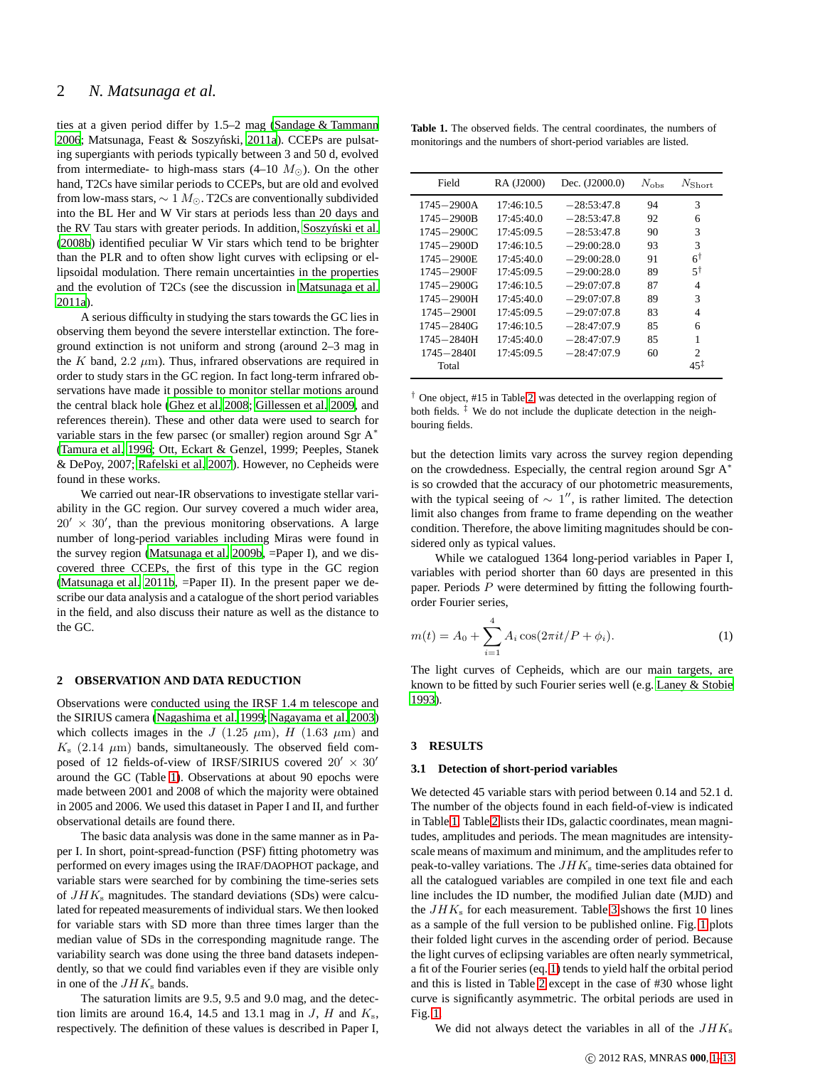ties at a given period differ by 1.5–2 mag (Sandage & Tammann 2006; Matsunaga, Feast & Soszyński, 2011a). CCEPs are pulsating supergiants with periods typically between 3 and 50 d, evolved from intermediate- to high-mass stars (4–10 $M_\odot$). On the other hand, T2Cs have similar periods to CCEPs, but are old and evolved from low-mass stars, $\sim 1\,M_\odot$. T2Cs are conventionally subdivided into the BL Her and W Vir stars at periods less than 20 days and the RV Tau stars with greater periods. In addition, Soszyński et al. (2008b) identified peculiar W Vir stars which tend to be brighter than the PLR and to often show light curves with eclipsing or ellipsoidal modulation. There remain uncertainties in the properties and the evolution of T2Cs (see the discussion in Matsunaga et al. 2011a).

A serious difficulty in studying the stars towards the GC lies in observing them beyond the severe interstellar extinction. The foreground extinction is not uniform and strong (around 2–3 mag in the $K$ band, 2.2 $\mu$m). Thus, infrared observations are required in order to study stars in the GC region. In fact long-term infrared observations have made it possible to monitor stellar motions around the central black hole (Ghez et al. 2008; Gillessen et al. 2009, and references therein). These and other data were used to search for variable stars in the few parsec (or smaller) region around Sgr A$^*$ (Tamura et al. 1996; Ott, Eckart & Genzel, 1999; Peeples, Stanek & DePoy, 2007; Rafelski et al. 2007). However, no Cepheids were found in these works.

We carried out near-IR observations to investigate stellar variability in the GC region. Our survey covered a much wider area, $20' \times 30'$, than the previous monitoring observations. A large number of long-period variables including Miras were found in the survey region (Matsunaga et al. 2009b, =Paper I), and we discovered three CCEPs, the first of this type in the GC region (Matsunaga et al. 2011b, =Paper II). In the present paper we describe our data analysis and a catalogue of the short period variables in the field, and also discuss their nature as well as the distance to the GC.

## 2 OBSERVATION AND DATA REDUCTION

Observations were conducted using the IRSF 1.4 m telescope and the SIRIUS camera (Nagashima et al. 1999; Nagayama et al. 2003) which collects images in the $J$ (1.25 $\mu$m), $H$ (1.63 $\mu$m) and $K_s$ (2.14 $\mu$m) bands, simultaneously. The observed field composed of 12 fields-of-view of IRSF/SIRIUS covered $20' \times 30'$ around the GC (Table 1). Observations at about 90 epochs were made between 2001 and 2008 of which the majority were obtained in 2005 and 2006. We used this dataset in Paper I and II, and further observational details are found there.

The basic data analysis was done in the same manner as in Paper I. In short, point-spread-function (PSF) fitting photometry was performed on every images using the IRAF/DAOPHOT package, and variable stars were searched for by combining the time-series sets of $JHK_s$ magnitudes. The standard deviations (SDs) were calculated for repeated measurements of individual stars. We then looked for variable stars with SD more than three times larger than the median value of SDs in the corresponding magnitude range. The variability search was done using the three band datasets independently, so that we could find variables even if they are visible only in one of the $JHK_s$ bands.

The saturation limits are 9.5, 9.5 and 9.0 mag, and the detection limits are around 16.4, 14.5 and 13.1 mag in $J$, $H$ and $K_s$, respectively. The definition of these values is described in Paper I, but the detection limits vary across the survey region depending on the crowdedness. Especially, the central region around Sgr A$^*$ is so crowded that the accuracy of our photometric measurements, with the typical seeing of $\sim 1''$, is rather limited. The detection limit also changes from frame to frame depending on the weather condition. Therefore, the above limiting magnitudes should be considered only as typical values.

**Table 1.** The observed fields. The central coordinates, the numbers of monitorings and the numbers of short-period variables are listed.

| Field | RA (J2000) | Dec. (J2000.0) | $N_{\rm obs}$ | $N_{\rm Short}$ |
|---|---|---|---|---|
| 1745−2900A | 17:46:10.5 | −28:53:47.8 | 94 | 3 |
| 1745−2900B | 17:45:40.0 | −28:53:47.8 | 92 | 6 |
| 1745−2900C | 17:45:09.5 | −28:53:47.8 | 90 | 3 |
| 1745−2900D | 17:46:10.5 | −29:00:28.0 | 93 | 3 |
| 1745−2900E | 17:45:40.0 | −29:00:28.0 | 91 | 6$^\dagger$ |
| 1745−2900F | 17:45:09.5 | −29:00:28.0 | 89 | 5$^\dagger$ |
| 1745−2900G | 17:46:10.5 | −29:07:07.8 | 87 | 4 |
| 1745−2900H | 17:45:40.0 | −29:07:07.8 | 89 | 3 |
| 1745−2900I | 17:45:09.5 | −29:07:07.8 | 83 | 4 |
| 1745−2840G | 17:46:10.5 | −28:47:07.9 | 85 | 6 |
| 1745−2840H | 17:45:40.0 | −28:47:07.9 | 85 | 1 |
| 1745−2840I | 17:45:09.5 | −28:47:07.9 | 60 | 2 |
| Total | | | | 45$^\ddagger$ |

$^\dagger$ One object, #15 in Table 2, was detected in the overlapping region of both fields. $^\ddagger$ We do not include the duplicate detection in the neighbouring fields.

While we catalogued 1364 long-period variables in Paper I, variables with period shorter than 60 days are presented in this paper. Periods $P$ were determined by fitting the following fourth-order Fourier series,

$$m(t) = A_0 + \sum_{i=1}^{4} A_i \cos(2\pi i t/P + \phi_i). \quad (1)$$

The light curves of Cepheids, which are our main targets, are known to be fitted by such Fourier series well (e.g. Laney & Stobie 1993).

## 3 RESULTS

### 3.1 Detection of short-period variables

We detected 45 variable stars with period between 0.14 and 52.1 d. The number of the objects found in each field-of-view is indicated in Table 1. Table 2 lists their IDs, galactic coordinates, mean magnitudes, amplitudes and periods. The mean magnitudes are intensity-scale means of maximum and minimum, and the amplitudes refer to peak-to-valley variations. The $JHK_s$ time-series data obtained for all the catalogued variables are compiled in one text file and each line includes the ID number, the modified Julian date (MJD) and the $JHK_s$ for each measurement. Table 3 shows the first 10 lines as a sample of the full version to be published online. Fig. 1 plots their folded light curves in the ascending order of period. Because the light curves of eclipsing variables are often nearly symmetrical, a fit of the Fourier series (eq. 1) tends to yield half the orbital period and this is listed in Table 2 except in the case of #30 whose light curve is significantly asymmetric. The orbital periods are used in Fig. 1.

We did not always detect the variables in all of the $JHK_s$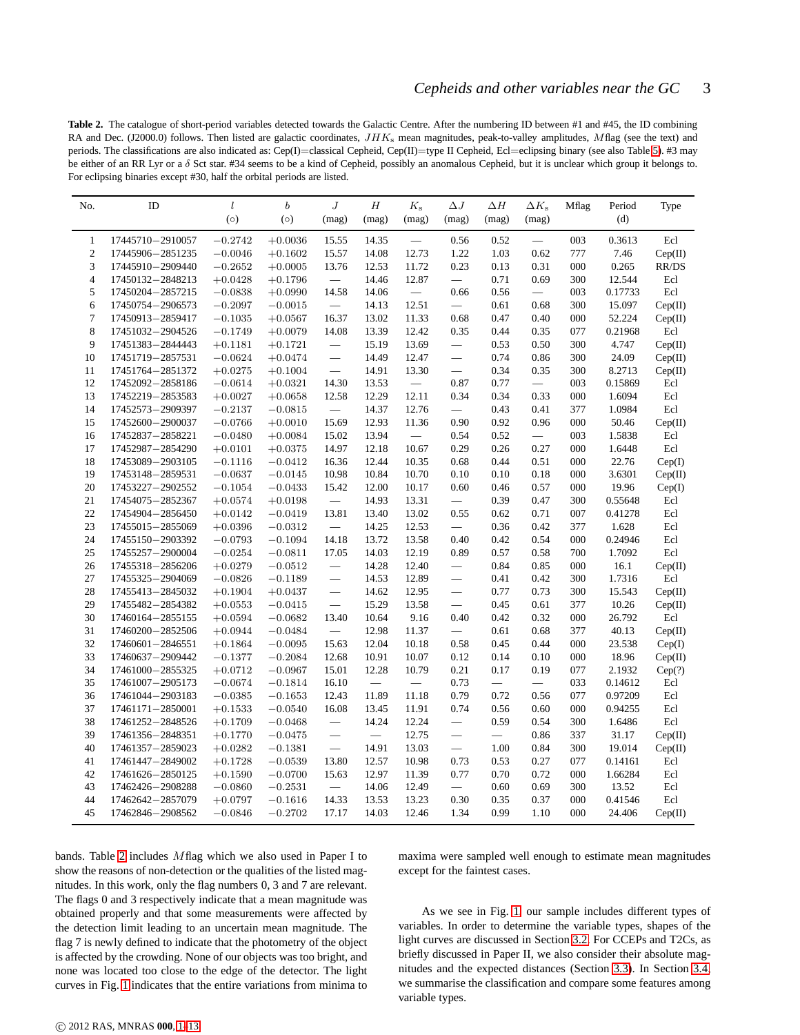**Table 2.** The catalogue of short-period variables detected towards the Galactic Centre. After the numbering ID between #1 and #45, the ID combining RA and Dec. (J2000.0) follows. Then listed are galactic coordinates, $JHK_s$ mean magnitudes, peak-to-valley amplitudes, $M$flag (see the text) and periods. The classifications are also indicated as: Cep(I)=classical Cepheid, Cep(II)=type II Cepheid, Ecl=eclipsing binary (see also Table 5). #3 may be either of an RR Lyr or a $\delta$ Sct star. #34 seems to be a kind of Cepheid, possibly an anomalous Cepheid, but it is unclear which group it belongs to. For eclipsing binaries except #30, half the orbital periods are listed.

| No. | ID | $l$ (∘) | $b$ (∘) | $J$ (mag) | $H$ (mag) | $K_s$ (mag) | $\Delta J$ (mag) | $\Delta H$ (mag) | $\Delta K_s$ (mag) | Mflag | Period (d) | Type |
|---|---|---|---|---|---|---|---|---|---|---|---|---|
| 1 | 17445710−2910057 | −0.2742 | +0.0036 | 15.55 | 14.35 | — | 0.56 | 0.52 | — | 003 | 0.3613 | Ecl |
| 2 | 17445906−2851235 | −0.0046 | +0.1602 | 15.57 | 14.08 | 12.73 | 1.22 | 1.03 | 0.62 | 777 | 7.46 | Cep(II) |
| 3 | 17445910−2909440 | −0.2652 | +0.0005 | 13.76 | 12.53 | 11.72 | 0.23 | 0.13 | 0.31 | 000 | 0.265 | RR/DS |
| 4 | 17450132−2848213 | +0.0428 | +0.1796 | — | 14.46 | 12.87 | — | 0.71 | 0.69 | 300 | 12.544 | Ecl |
| 5 | 17450204−2857215 | −0.0838 | +0.0990 | 14.58 | 14.06 | — | 0.66 | 0.56 | — | 003 | 0.17733 | Ecl |
| 6 | 17450754−2906573 | −0.2097 | −0.0015 | — | 14.13 | 12.51 | — | 0.61 | 0.68 | 300 | 15.097 | Cep(II) |
| 7 | 17450913−2859417 | −0.1035 | +0.0567 | 16.37 | 13.02 | 11.33 | 0.68 | 0.47 | 0.40 | 000 | 52.224 | Cep(II) |
| 8 | 17451032−2904526 | −0.1749 | +0.0079 | 14.08 | 13.39 | 12.42 | 0.35 | 0.44 | 0.35 | 077 | 0.21968 | Ecl |
| 9 | 17451383−2844443 | +0.1181 | +0.1721 | — | 15.19 | 13.69 | — | 0.53 | 0.50 | 300 | 4.747 | Cep(II) |
| 10 | 17451719−2857531 | −0.0624 | +0.0474 | — | 14.49 | 12.47 | — | 0.74 | 0.86 | 300 | 24.09 | Cep(II) |
| 11 | 17451764−2851372 | +0.0275 | +0.1004 | — | 14.91 | 13.30 | — | 0.34 | 0.35 | 300 | 8.2713 | Cep(II) |
| 12 | 17452092−2858186 | −0.0614 | +0.0321 | 14.30 | 13.53 | — | 0.87 | 0.77 | — | 003 | 0.15869 | Ecl |
| 13 | 17452219−2853583 | +0.0027 | +0.0658 | 12.58 | 12.29 | 12.11 | 0.34 | 0.34 | 0.33 | 000 | 1.6094 | Ecl |
| 14 | 17452573−2909397 | −0.2137 | −0.0815 | — | 14.37 | 12.76 | — | 0.43 | 0.41 | 377 | 1.0984 | Ecl |
| 15 | 17452600−2900037 | −0.0766 | +0.0010 | 15.69 | 12.93 | 11.36 | 0.90 | 0.92 | 0.96 | 000 | 50.46 | Cep(II) |
| 16 | 17452837−2858221 | −0.0480 | +0.0084 | 15.02 | 13.94 | — | 0.54 | 0.52 | — | 003 | 1.5838 | Ecl |
| 17 | 17452987−2854290 | +0.0101 | +0.0375 | 14.97 | 12.18 | 10.67 | 0.29 | 0.26 | 0.27 | 000 | 1.6448 | Ecl |
| 18 | 17453089−2903105 | −0.1116 | −0.0412 | 16.36 | 12.44 | 10.35 | 0.68 | 0.44 | 0.51 | 000 | 22.76 | Cep(I) |
| 19 | 17453148−2859531 | −0.0637 | −0.0145 | 10.98 | 10.84 | 10.70 | 0.10 | 0.10 | 0.18 | 000 | 3.6301 | Cep(II) |
| 20 | 17453227−2902552 | −0.1054 | −0.0433 | 15.42 | 12.00 | 10.17 | 0.60 | 0.46 | 0.57 | 000 | 19.96 | Cep(I) |
| 21 | 17454075−2852367 | +0.0574 | +0.0198 | — | 14.93 | 13.31 | — | 0.39 | 0.47 | 300 | 0.55648 | Ecl |
| 22 | 17454904−2856450 | +0.0142 | −0.0419 | 13.81 | 13.40 | 13.02 | 0.55 | 0.62 | 0.71 | 007 | 0.41278 | Ecl |
| 23 | 17455015−2855069 | +0.0396 | −0.0312 | — | 14.25 | 12.53 | — | 0.36 | 0.42 | 377 | 1.628 | Ecl |
| 24 | 17455150−2903392 | −0.0793 | −0.1094 | 14.18 | 13.72 | 13.58 | 0.40 | 0.42 | 0.54 | 000 | 0.24946 | Ecl |
| 25 | 17455257−2900004 | −0.0254 | −0.0811 | 17.05 | 14.03 | 12.19 | 0.89 | 0.57 | 0.58 | 700 | 1.7092 | Ecl |
| 26 | 17455318−2856206 | +0.0279 | −0.0512 | — | 14.28 | 12.40 | — | 0.84 | 0.85 | 000 | 16.1 | Cep(II) |
| 27 | 17455325−2904069 | −0.0826 | −0.1189 | — | 14.53 | 12.89 | — | 0.41 | 0.42 | 300 | 1.7316 | Ecl |
| 28 | 17455413−2845032 | +0.1904 | +0.0437 | — | 14.62 | 12.95 | — | 0.77 | 0.73 | 300 | 15.543 | Cep(II) |
| 29 | 17455482−2854382 | +0.0553 | −0.0415 | — | 15.29 | 13.58 | — | 0.45 | 0.61 | 377 | 10.26 | Cep(II) |
| 30 | 17460164−2855155 | +0.0594 | −0.0682 | 13.40 | 10.64 | 9.16 | 0.40 | 0.42 | 0.32 | 000 | 26.792 | Ecl |
| 31 | 17460200−2852506 | +0.0944 | −0.0484 | — | 12.98 | 11.37 | — | 0.61 | 0.68 | 377 | 40.13 | Cep(II) |
| 32 | 17460601−2846551 | +0.1864 | −0.0095 | 15.63 | 12.04 | 10.18 | 0.58 | 0.45 | 0.44 | 000 | 23.538 | Cep(I) |
| 33 | 17460637−2909442 | −0.1377 | −0.2084 | 12.68 | 10.91 | 10.07 | 0.12 | 0.14 | 0.10 | 000 | 18.96 | Cep(II) |
| 34 | 17461000−2855325 | +0.0712 | −0.0967 | 15.01 | 12.28 | 10.79 | 0.21 | 0.17 | 0.19 | 077 | 2.1932 | Cep(?) |
| 35 | 17461007−2905173 | −0.0674 | −0.1814 | 16.10 | — | — | 0.73 | — | — | 033 | 0.14612 | Ecl |
| 36 | 17461044−2903183 | −0.0385 | −0.1653 | 12.43 | 11.89 | 11.18 | 0.79 | 0.72 | 0.56 | 077 | 0.97209 | Ecl |
| 37 | 17461171−2850001 | +0.1533 | −0.0540 | 16.08 | 13.45 | 11.91 | 0.74 | 0.56 | 0.60 | 000 | 0.94255 | Ecl |
| 38 | 17461252−2848526 | +0.1709 | −0.0468 | — | 14.24 | 12.24 | — | 0.59 | 0.54 | 300 | 1.6486 | Ecl |
| 39 | 17461356−2848351 | +0.1770 | −0.0475 | — | — | 12.75 | — | — | 0.86 | 337 | 31.17 | Cep(II) |
| 40 | 17461357−2859023 | +0.0282 | −0.1381 | — | 14.91 | 13.03 | — | 1.00 | 0.84 | 300 | 19.014 | Cep(II) |
| 41 | 17461447−2849002 | +0.1728 | −0.0539 | 13.80 | 12.57 | 10.98 | 0.73 | 0.53 | 0.27 | 077 | 0.14161 | Ecl |
| 42 | 17461626−2850125 | +0.1590 | −0.0700 | 15.63 | 12.97 | 11.39 | 0.77 | 0.70 | 0.72 | 000 | 1.66284 | Ecl |
| 43 | 17462426−2908288 | −0.0860 | −0.2531 | — | 14.06 | 12.49 | — | 0.60 | 0.69 | 300 | 13.52 | Ecl |
| 44 | 17462642−2857079 | +0.0797 | −0.1616 | 14.33 | 13.53 | 13.23 | 0.30 | 0.35 | 0.37 | 000 | 0.41546 | Ecl |
| 45 | 17462846−2908562 | −0.0846 | −0.2702 | 17.17 | 14.03 | 12.46 | 1.34 | 0.99 | 1.10 | 000 | 24.406 | Cep(II) |

bands. Table 2 includes $M$flag which we also used in Paper I to show the reasons of non-detection or the qualities of the listed magnitudes. In this work, only the flag numbers 0, 3 and 7 are relevant. The flags 0 and 3 respectively indicate that a mean magnitude was obtained properly and that some measurements were affected by the detection limit leading to an uncertain mean magnitude. The flag 7 is newly defined to indicate that the photometry of the object is affected by the crowding. None of our objects was too bright, and none was located too close to the edge of the detector. The light curves in Fig. 1 indicates that the entire variations from minima to maxima were sampled well enough to estimate mean magnitudes except for the faintest cases.

As we see in Fig. 1, our sample includes different types of variables. In order to determine the variable types, shapes of the light curves are discussed in Section 3.2. For CCEPs and T2Cs, as briefly discussed in Paper II, we also consider their absolute magnitudes and the expected distances (Section 3.3). In Section 3.4 we summarise the classification and compare some features among variable types.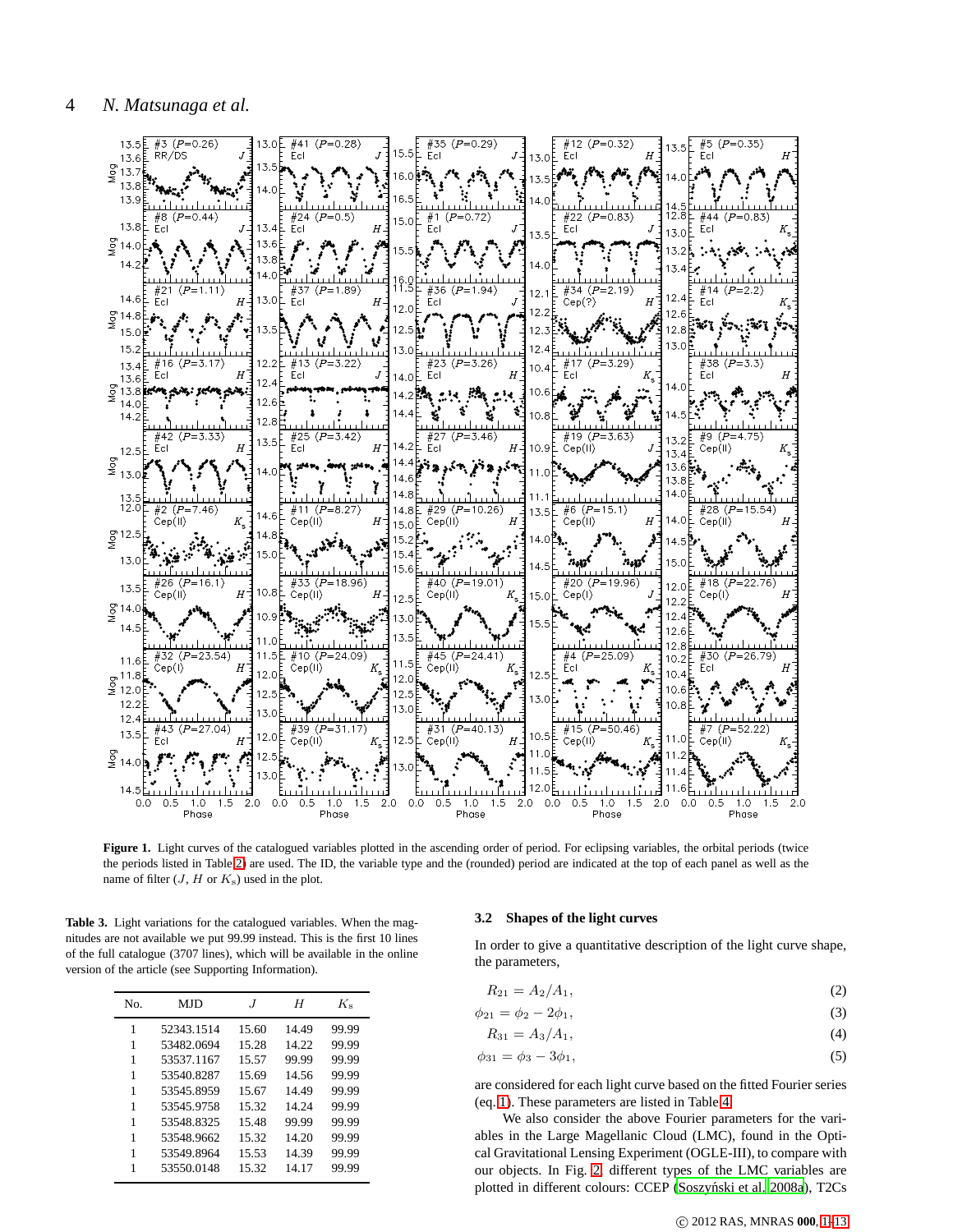**Figure 1.** Light curves of the catalogued variables plotted in the ascending order of period. For eclipsing variables, the orbital periods (twice the periods listed in Table 2) are used. The ID, the variable type and the (rounded) period are indicated at the top of each panel as well as the name of filter ($J$, $H$ or $K_{\rm s}$) used in the plot.

**Table 3.** Light variations for the catalogued variables. When the magnitudes are not available we put 99.99 instead. This is the first 10 lines of the full catalogue (3707 lines), which will be available in the online version of the article (see Supporting Information).

| No. | MJD | $J$ | $H$ | $K_{\rm s}$ |
|---|---|---|---|---|
| 1 | 52343.1514 | 15.60 | 14.49 | 99.99 |
| 1 | 53482.0694 | 15.28 | 14.22 | 99.99 |
| 1 | 53537.1167 | 15.57 | 99.99 | 99.99 |
| 1 | 53540.8287 | 15.69 | 14.56 | 99.99 |
| 1 | 53545.8959 | 15.67 | 14.49 | 99.99 |
| 1 | 53545.9758 | 15.32 | 14.24 | 99.99 |
| 1 | 53548.8325 | 15.48 | 99.99 | 99.99 |
| 1 | 53548.9662 | 15.32 | 14.20 | 99.99 |
| 1 | 53549.8964 | 15.53 | 14.39 | 99.99 |
| 1 | 53550.0148 | 15.32 | 14.17 | 99.99 |

### 3.2 Shapes of the light curves

In order to give a quantitative description of the light curve shape, the parameters,

$$R_{21} = A_2/A_1, \tag{2}$$

$$\phi_{21} = \phi_2 - 2\phi_1, \tag{3}$$

$$R_{31} = A_3/A_1, \tag{4}$$

$$\phi_{31} = \phi_3 - 3\phi_1, \tag{5}$$

are considered for each light curve based on the fitted Fourier series (eq. 1). These parameters are listed in Table 4.

We also consider the above Fourier parameters for the variables in the Large Magellanic Cloud (LMC), found in the Optical Gravitational Lensing Experiment (OGLE-III), to compare with our objects. In Fig. 2 different types of the LMC variables are plotted in different colours: CCEP (Soszyński et al. 2008a), T2Cs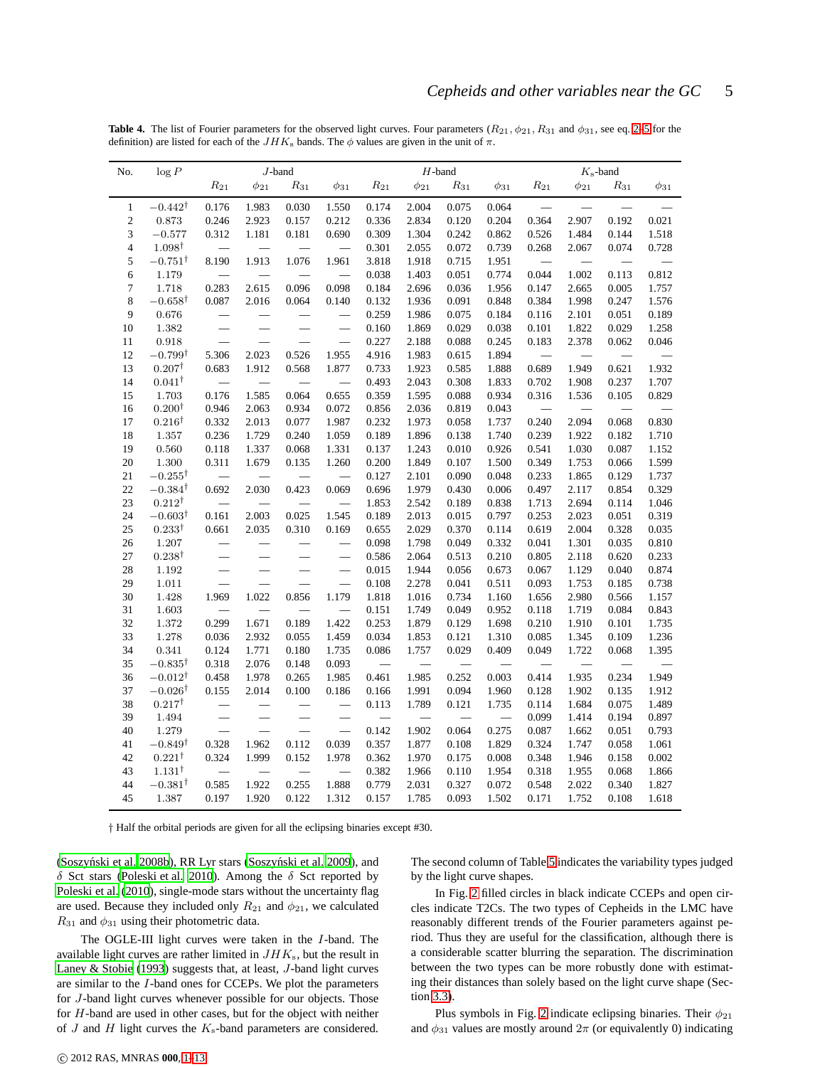**Table 4.** The list of Fourier parameters for the observed light curves. Four parameters ($R_{21}, \phi_{21}, R_{31}$ and $\phi_{31}$, see eq. 2–5 for the definition) are listed for each of the $JHK_s$ bands. The $\phi$ values are given in the unit of $\pi$.

| No. | $\log P$ | $J$-band | | | | $H$-band | | | | $K_s$-band | | | |
|---|---|---|---|---|---|---|---|---|---|---|---|---|---|
| | | $R_{21}$ | $\phi_{21}$ | $R_{31}$ | $\phi_{31}$ | $R_{21}$ | $\phi_{21}$ | $R_{31}$ | $\phi_{31}$ | $R_{21}$ | $\phi_{21}$ | $R_{31}$ | $\phi_{31}$ |
| 1 | $-0.442^{\dagger}$ | 0.176 | 1.983 | 0.030 | 1.550 | 0.174 | 2.004 | 0.075 | 0.064 | — | — | — | — |
| 2 | 0.873 | 0.246 | 2.923 | 0.157 | 0.212 | 0.336 | 2.834 | 0.120 | 0.204 | 0.364 | 2.907 | 0.192 | 0.021 |
| 3 | $-0.577$ | 0.312 | 1.181 | 0.181 | 0.690 | 0.309 | 1.304 | 0.242 | 0.862 | 0.526 | 1.484 | 0.144 | 1.518 |
| 4 | $1.098^{\dagger}$ | — | — | — | — | 0.301 | 2.055 | 0.072 | 0.739 | 0.268 | 2.067 | 0.074 | 0.728 |
| 5 | $-0.751^{\dagger}$ | 8.190 | 1.913 | 1.076 | 1.961 | 3.818 | 1.918 | 0.715 | 1.951 | — | — | — | — |
| 6 | 1.179 | — | — | — | — | 0.038 | 1.403 | 0.051 | 0.774 | 0.044 | 1.002 | 0.113 | 0.812 |
| 7 | 1.718 | 0.283 | 2.615 | 0.096 | 0.098 | 0.184 | 2.696 | 0.036 | 1.956 | 0.147 | 2.665 | 0.005 | 1.757 |
| 8 | $-0.658^{\dagger}$ | 0.087 | 2.016 | 0.064 | 0.140 | 0.132 | 1.936 | 0.091 | 0.848 | 0.384 | 1.998 | 0.247 | 1.576 |
| 9 | 0.676 | — | — | — | — | 0.259 | 1.986 | 0.075 | 0.184 | 0.116 | 2.101 | 0.051 | 0.189 |
| 10 | 1.382 | — | — | — | — | 0.160 | 1.869 | 0.029 | 0.038 | 0.101 | 1.822 | 0.029 | 1.258 |
| 11 | 0.918 | — | — | — | — | 0.227 | 2.188 | 0.088 | 0.245 | 0.183 | 2.378 | 0.062 | 0.046 |
| 12 | $-0.799^{\dagger}$ | 5.306 | 2.023 | 0.526 | 1.955 | 4.916 | 1.983 | 0.615 | 1.894 | — | — | — | — |
| 13 | $0.207^{\dagger}$ | 0.683 | 1.912 | 0.568 | 1.877 | 0.733 | 1.923 | 0.585 | 1.888 | 0.689 | 1.949 | 0.621 | 1.932 |
| 14 | $0.041^{\dagger}$ | — | — | — | — | 0.493 | 2.043 | 0.308 | 1.833 | 0.702 | 1.908 | 0.237 | 1.707 |
| 15 | 1.703 | 0.176 | 1.585 | 0.064 | 0.655 | 0.359 | 1.595 | 0.088 | 0.934 | 0.316 | 1.536 | 0.105 | 0.829 |
| 16 | $0.200^{\dagger}$ | 0.946 | 2.063 | 0.934 | 0.072 | 0.856 | 2.036 | 0.819 | 0.043 | — | — | — | — |
| 17 | $0.216^{\dagger}$ | 0.332 | 2.013 | 0.077 | 1.987 | 0.232 | 1.973 | 0.058 | 1.737 | 0.240 | 2.094 | 0.068 | 0.830 |
| 18 | 1.357 | 0.236 | 1.729 | 0.240 | 1.059 | 0.189 | 1.896 | 0.138 | 1.740 | 0.239 | 1.922 | 0.182 | 1.710 |
| 19 | 0.560 | 0.118 | 1.337 | 0.068 | 1.331 | 0.137 | 1.243 | 0.010 | 0.926 | 0.541 | 1.030 | 0.087 | 1.152 |
| 20 | 1.300 | 0.311 | 1.679 | 0.135 | 1.260 | 0.200 | 1.849 | 0.107 | 1.500 | 0.349 | 1.753 | 0.066 | 1.599 |
| 21 | $-0.255^{\dagger}$ | — | — | — | — | 0.127 | 2.101 | 0.090 | 0.048 | 0.233 | 1.865 | 0.129 | 1.737 |
| 22 | $-0.384^{\dagger}$ | 0.692 | 2.030 | 0.423 | 0.069 | 0.696 | 1.979 | 0.430 | 0.006 | 0.497 | 2.117 | 0.854 | 0.329 |
| 23 | $0.212^{\dagger}$ | — | — | — | — | 1.853 | 2.542 | 0.189 | 0.838 | 1.713 | 2.694 | 0.114 | 1.046 |
| 24 | $-0.603^{\dagger}$ | 0.161 | 2.003 | 0.025 | 1.545 | 0.189 | 2.013 | 0.015 | 0.797 | 0.253 | 2.023 | 0.051 | 0.319 |
| 25 | $0.233^{\dagger}$ | 0.661 | 2.035 | 0.310 | 0.169 | 0.655 | 2.029 | 0.370 | 0.114 | 0.619 | 2.004 | 0.328 | 0.035 |
| 26 | 1.207 | — | — | — | — | 0.098 | 1.798 | 0.049 | 0.332 | 0.041 | 1.301 | 0.035 | 0.810 |
| 27 | $0.238^{\dagger}$ | — | — | — | — | 0.586 | 2.064 | 0.513 | 0.210 | 0.805 | 2.118 | 0.620 | 0.233 |
| 28 | 1.192 | — | — | — | — | 0.015 | 1.944 | 0.056 | 0.673 | 0.067 | 1.129 | 0.040 | 0.874 |
| 29 | 1.011 | — | — | — | — | 0.108 | 2.278 | 0.041 | 0.511 | 0.093 | 1.753 | 0.185 | 0.738 |
| 30 | 1.428 | 1.969 | 1.022 | 0.856 | 1.179 | 1.818 | 1.016 | 0.734 | 1.160 | 1.656 | 2.980 | 0.566 | 1.157 |
| 31 | 1.603 | — | — | — | — | 0.151 | 1.749 | 0.049 | 0.952 | 0.118 | 1.719 | 0.084 | 0.843 |
| 32 | 1.372 | 0.299 | 1.671 | 0.189 | 1.422 | 0.253 | 1.879 | 0.129 | 1.698 | 0.210 | 1.910 | 0.101 | 1.735 |
| 33 | 1.278 | 0.036 | 2.932 | 0.055 | 1.459 | 0.034 | 1.853 | 0.121 | 1.310 | 0.085 | 1.345 | 0.109 | 1.236 |
| 34 | 0.341 | 0.124 | 1.771 | 0.180 | 1.735 | 0.086 | 1.757 | 0.029 | 0.409 | 0.049 | 1.722 | 0.068 | 1.395 |
| 35 | $-0.835^{\dagger}$ | 0.318 | 2.076 | 0.148 | 0.093 | — | — | — | — | — | — | — | — |
| 36 | $-0.012^{\dagger}$ | 0.458 | 1.978 | 0.265 | 1.985 | 0.461 | 1.985 | 0.252 | 0.003 | 0.414 | 1.935 | 0.234 | 1.949 |
| 37 | $-0.026^{\dagger}$ | 0.155 | 2.014 | 0.100 | 0.186 | 0.166 | 1.991 | 0.094 | 1.960 | 0.128 | 1.902 | 0.135 | 1.912 |
| 38 | $0.217^{\dagger}$ | — | — | — | — | 0.113 | 1.789 | 0.121 | 1.735 | 0.114 | 1.684 | 0.075 | 1.489 |
| 39 | 1.494 | — | — | — | — | — | — | — | — | 0.099 | 1.414 | 0.194 | 0.897 |
| 40 | 1.279 | — | — | — | — | 0.142 | 1.902 | 0.064 | 0.275 | 0.087 | 1.662 | 0.051 | 0.793 |
| 41 | $-0.849^{\dagger}$ | 0.328 | 1.962 | 0.112 | 0.039 | 0.357 | 1.877 | 0.108 | 1.829 | 0.324 | 1.747 | 0.058 | 1.061 |
| 42 | $0.221^{\dagger}$ | 0.324 | 1.999 | 0.152 | 1.978 | 0.362 | 1.970 | 0.175 | 0.008 | 0.348 | 1.946 | 0.158 | 0.002 |
| 43 | $1.131^{\dagger}$ | — | — | — | — | 0.382 | 1.966 | 0.110 | 1.954 | 0.318 | 1.955 | 0.068 | 1.866 |
| 44 | $-0.381^{\dagger}$ | 0.585 | 1.922 | 0.255 | 1.888 | 0.779 | 2.031 | 0.327 | 0.072 | 0.548 | 2.022 | 0.340 | 1.827 |
| 45 | 1.387 | 0.197 | 1.920 | 0.122 | 1.312 | 0.157 | 1.785 | 0.093 | 1.502 | 0.171 | 1.752 | 0.108 | 1.618 |

† Half the orbital periods are given for all the eclipsing binaries except #30.

(Soszyński et al. 2008b), RR Lyr stars (Soszyński et al. 2009), and $\delta$ Sct stars (Poleski et al. 2010). Among the $\delta$ Sct reported by Poleski et al. (2010), single-mode stars without the uncertainty flag are used. Because they included only $R_{21}$ and $\phi_{21}$, we calculated $R_{31}$ and $\phi_{31}$ using their photometric data.

The OGLE-III light curves were taken in the $I$-band. The available light curves are rather limited in $JHK_s$, but the result in Laney & Stobie (1993) suggests that, at least, $J$-band light curves are similar to the $I$-band ones for CCEPs. We plot the parameters for $J$-band light curves whenever possible for our objects. Those for $H$-band are used in other cases, but for the object with neither of $J$ and $H$ light curves the $K_s$-band parameters are considered.

The second column of Table 5 indicates the variability types judged by the light curve shapes.

In Fig. 2 filled circles in black indicate CCEPs and open circles indicate T2Cs. The two types of Cepheids in the LMC have reasonably different trends of the Fourier parameters against period. Thus they are useful for the classification, although there is a considerable scatter blurring the separation. The discrimination between the two types can be more robustly done with estimating their distances than solely based on the light curve shape (Section 3.3).

Plus symbols in Fig. 2 indicate eclipsing binaries. Their $\phi_{21}$ and $\phi_{31}$ values are mostly around $2\pi$ (or equivalently 0) indicating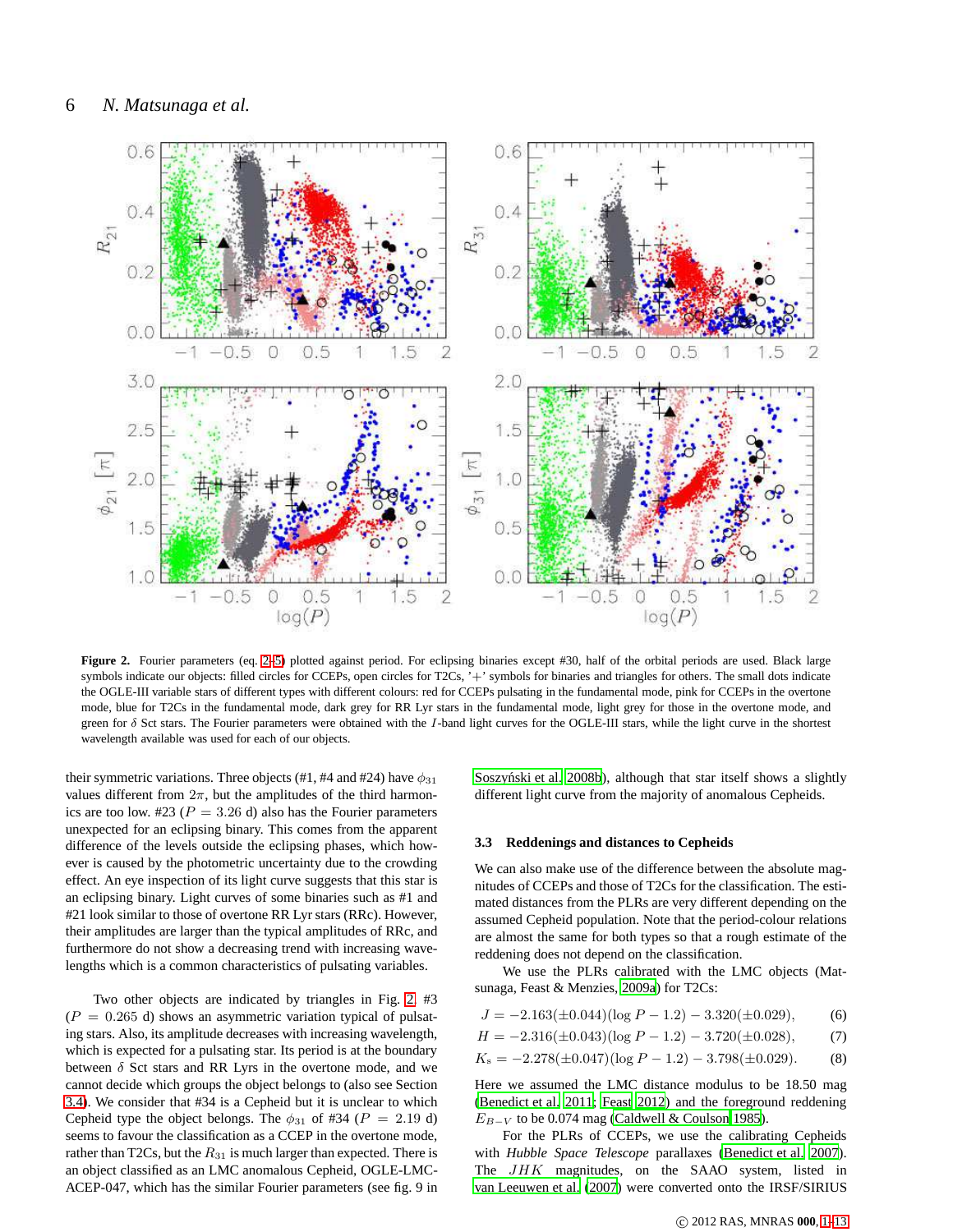**Figure 2.** Fourier parameters (eq. 2–5) plotted against period. For eclipsing binaries except #30, half of the orbital periods are used. Black large symbols indicate our objects: filled circles for CCEPs, open circles for T2Cs, '+' symbols for binaries and triangles for others. The small dots indicate the OGLE-III variable stars of different types with different colours: red for CCEPs pulsating in the fundamental mode, pink for CCEPs in the overtone mode, blue for T2Cs in the fundamental mode, dark grey for RR Lyr stars in the fundamental mode, light grey for those in the overtone mode, and green for $\delta$ Sct stars. The Fourier parameters were obtained with the $I$-band light curves for the OGLE-III stars, while the light curve in the shortest wavelength available was used for each of our objects.

their symmetric variations. Three objects (#1, #4 and #24) have $\phi_{31}$ values different from $2\pi$, but the amplitudes of the third harmonics are too low. #23 ($P = 3.26$ d) also has the Fourier parameters unexpected for an eclipsing binary. This comes from the apparent difference of the levels outside the eclipsing phases, which however is caused by the photometric uncertainty due to the crowding effect. An eye inspection of its light curve suggests that this star is an eclipsing binary. Light curves of some binaries such as #1 and #21 look similar to those of overtone RR Lyr stars (RRc). However, their amplitudes are larger than the typical amplitudes of RRc, and furthermore do not show a decreasing trend with increasing wavelengths which is a common characteristics of pulsating variables.

Two other objects are indicated by triangles in Fig. 2. #3 ($P = 0.265$ d) shows an asymmetric variation typical of pulsating stars. Also, its amplitude decreases with increasing wavelength, which is expected for a pulsating star. Its period is at the boundary between $\delta$ Sct stars and RR Lyrs in the overtone mode, and we cannot decide which groups the object belongs to (also see Section 3.4). We consider that #34 is a Cepheid but it is unclear to which Cepheid type the object belongs. The $\phi_{31}$ of #34 ($P = 2.19$ d) seems to favour the classification as a CCEP in the overtone mode, rather than T2Cs, but the $R_{31}$ is much larger than expected. There is an object classified as an LMC anomalous Cepheid, OGLE-LMC-ACEP-047, which has the similar Fourier parameters (see fig. 9 in Soszyński et al. 2008b), although that star itself shows a slightly different light curve from the majority of anomalous Cepheids.

### 3.3 Reddenings and distances to Cepheids

We can also make use of the difference between the absolute magnitudes of CCEPs and those of T2Cs for the classification. The estimated distances from the PLRs are very different depending on the assumed Cepheid population. Note that the period-colour relations are almost the same for both types so that a rough estimate of the reddening does not depend on the classification.

We use the PLRs calibrated with the LMC objects (Matsunaga, Feast & Menzies, 2009a) for T2Cs:

$$J = -2.163(\pm 0.044)(\log P - 1.2) - 3.320(\pm 0.029), \quad (6)$$

$$H = -2.316(\pm 0.043)(\log P - 1.2) - 3.720(\pm 0.028), \quad (7)$$

$$K_{\rm s} = -2.278(\pm 0.047)(\log P - 1.2) - 3.798(\pm 0.029). \quad (8)$$

Here we assumed the LMC distance modulus to be 18.50 mag (Benedict et al. 2011; Feast 2012) and the foreground reddening $E_{B-V}$ to be 0.074 mag (Caldwell & Coulson 1985).

For the PLRs of CCEPs, we use the calibrating Cepheids with *Hubble Space Telescope* parallaxes (Benedict et al. 2007). The $JHK$ magnitudes, on the SAAO system, listed in van Leeuwen et al. (2007) were converted onto the IRSF/SIRIUS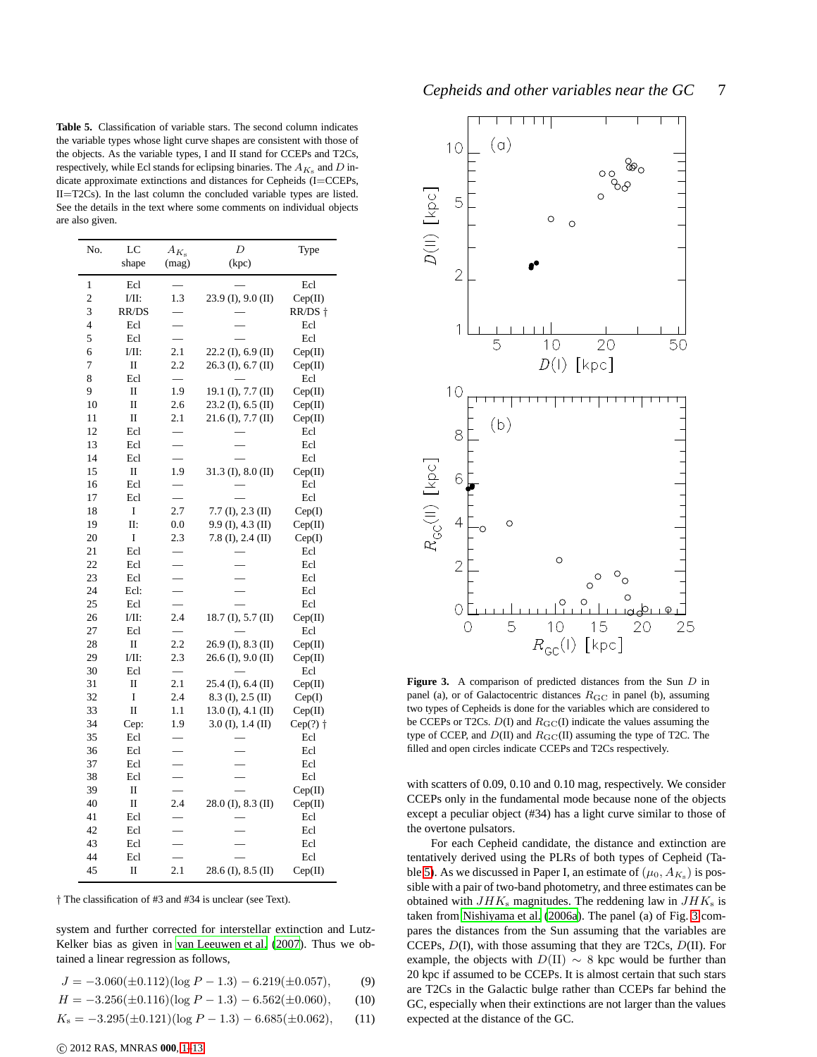**Table 5.** Classification of variable stars. The second column indicates the variable types whose light curve shapes are consistent with those of the objects. As the variable types, I and II stand for CCEPs and T2Cs, respectively, while Ecl stands for eclipsing binaries. The $A_{K_s}$ and $D$ indicate approximate extinctions and distances for Cepheids (I=CCEPs, II=T2Cs). In the last column the concluded variable types are listed. See the details in the text where some comments on individual objects are also given.

| No. | LC shape | $A_{K_s}$ (mag) | $D$ (kpc) | Type |
|---|---|---|---|---|
| 1 | Ecl | — | — | Ecl |
| 2 | I/II: | 1.3 | 23.9 (I), 9.0 (II) | Cep(II) |
| 3 | RR/DS | — | — | RR/DS † |
| 4 | Ecl | — | — | Ecl |
| 5 | Ecl | — | — | Ecl |
| 6 | I/II: | 2.1 | 22.2 (I), 6.9 (II) | Cep(II) |
| 7 | II | 2.2 | 26.3 (I), 6.7 (II) | Cep(II) |
| 8 | Ecl | — | — | Ecl |
| 9 | II | 1.9 | 19.1 (I), 7.7 (II) | Cep(II) |
| 10 | II | 2.6 | 23.2 (I), 6.5 (II) | Cep(II) |
| 11 | II | 2.1 | 21.6 (I), 7.7 (II) | Cep(II) |
| 12 | Ecl | — | — | Ecl |
| 13 | Ecl | — | — | Ecl |
| 14 | Ecl | — | — | Ecl |
| 15 | II | 1.9 | 31.3 (I), 8.0 (II) | Cep(II) |
| 16 | Ecl | — | — | Ecl |
| 17 | Ecl | — | — | Ecl |
| 18 | I | 2.7 | 7.7 (I), 2.3 (II) | Cep(I) |
| 19 | II: | 0.0 | 9.9 (I), 4.3 (II) | Cep(II) |
| 20 | I | 2.3 | 7.8 (I), 2.4 (II) | Cep(I) |
| 21 | Ecl | — | — | Ecl |
| 22 | Ecl | — | — | Ecl |
| 23 | Ecl | — | — | Ecl |
| 24 | Ecl: | — | — | Ecl |
| 25 | Ecl | — | — | Ecl |
| 26 | I/II: | 2.4 | 18.7 (I), 5.7 (II) | Cep(II) |
| 27 | Ecl | — | — | Ecl |
| 28 | II | 2.2 | 26.9 (I), 8.3 (II) | Cep(II) |
| 29 | I/II: | 2.3 | 26.6 (I), 9.0 (II) | Cep(II) |
| 30 | Ecl | — | — | Ecl |
| 31 | II | 2.1 | 25.4 (I), 6.4 (II) | Cep(II) |
| 32 | I | 2.4 | 8.3 (I), 2.5 (II) | Cep(I) |
| 33 | II | 1.1 | 13.0 (I), 4.1 (II) | Cep(II) |
| 34 | Cep: | 1.9 | 3.0 (I), 1.4 (II) | Cep(?) † |
| 35 | Ecl | — | — | Ecl |
| 36 | Ecl | — | — | Ecl |
| 37 | Ecl | — | — | Ecl |
| 38 | Ecl | — | — | Ecl |
| 39 | II | — | — | Cep(II) |
| 40 | II | 2.4 | 28.0 (I), 8.3 (II) | Cep(II) |
| 41 | Ecl | — | — | Ecl |
| 42 | Ecl | — | — | Ecl |
| 43 | Ecl | — | — | Ecl |
| 44 | Ecl | — | — | Ecl |
| 45 | II | 2.1 | 28.6 (I), 8.5 (II) | Cep(II) |

† The classification of #3 and #34 is unclear (see Text).

system and further corrected for interstellar extinction and Lutz-Kelker bias as given in van Leeuwen et al. (2007). Thus we obtained a linear regression as follows,

$$J = -3.060(\pm0.112)(\log P - 1.3) - 6.219(\pm0.057), \quad (9)$$

$$H = -3.256(\pm0.116)(\log P - 1.3) - 6.562(\pm0.060), \quad (10)$$

$$K_s = -3.295(\pm0.121)(\log P - 1.3) - 6.685(\pm0.062), \quad (11)$$

**Figure 3.** A comparison of predicted distances from the Sun $D$ in panel (a), or of Galactocentric distances $R_{\rm GC}$ in panel (b), assuming two types of Cepheids is done for the variables which are considered to be CCEPs or T2Cs. $D$(I) and $R_{\rm GC}$(I) indicate the values assuming the type of CCEP, and $D$(II) and $R_{\rm GC}$(II) assuming the type of T2C. The filled and open circles indicate CCEPs and T2Cs respectively.

with scatters of 0.09, 0.10 and 0.10 mag, respectively. We consider CCEPs only in the fundamental mode because none of the objects except a peculiar object (#34) has a light curve similar to those of the overtone pulsators.

For each Cepheid candidate, the distance and extinction are tentatively derived using the PLRs of both types of Cepheid (Table 5). As we discussed in Paper I, an estimate of $(\mu_0, A_{K_s})$ is possible with a pair of two-band photometry, and three estimates can be obtained with $JHK_s$ magnitudes. The reddening law in $JHK_s$ is taken from Nishiyama et al. (2006a). The panel (a) of Fig. 3 compares the distances from the Sun assuming that the variables are CCEPs, $D$(I), with those assuming that they are T2Cs, $D$(II). For example, the objects with $D({\rm II}) \sim 8$ kpc would be further than 20 kpc if assumed to be CCEPs. It is almost certain that such stars are T2Cs in the Galactic bulge rather than CCEPs far behind the GC, especially when their extinctions are not larger than the values expected at the distance of the GC.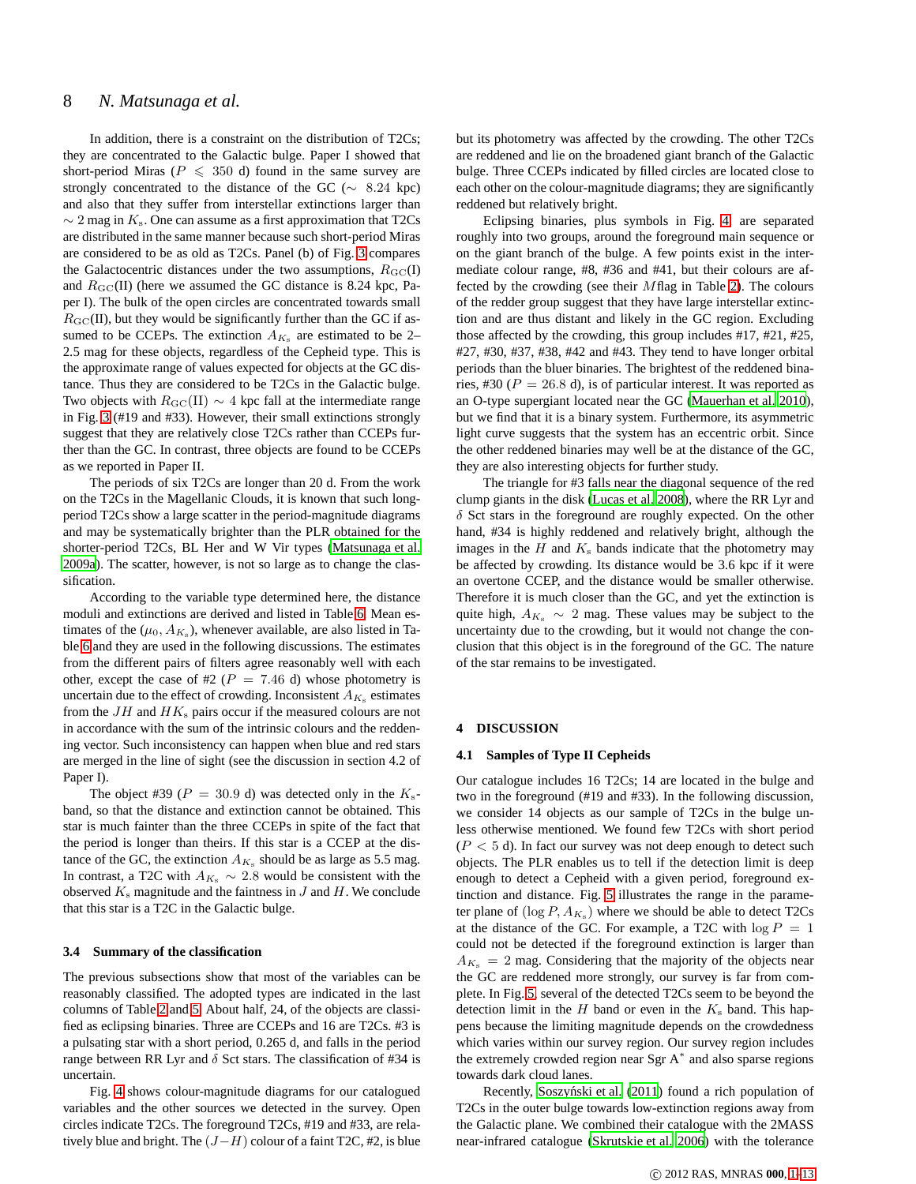In addition, there is a constraint on the distribution of T2Cs; they are concentrated to the Galactic bulge. Paper I showed that short-period Miras ($P \leqslant 350$ d) found in the same survey are strongly concentrated to the distance of the GC ($\sim 8.24$ kpc) and also that they suffer from interstellar extinctions larger than $\sim 2$ mag in $K_{\rm s}$. One can assume as a first approximation that T2Cs are distributed in the same manner because such short-period Miras are considered to be as old as T2Cs. Panel (b) of Fig. 3 compares the Galactocentric distances under the two assumptions, $R_{\rm GC}$(I) and $R_{\rm GC}$(II) (here we assumed the GC distance is 8.24 kpc, Paper I). The bulk of the open circles are concentrated towards small $R_{\rm GC}$(II), but they would be significantly further than the GC if assumed to be CCEPs. The extinction $A_{K_{\rm s}}$ are estimated to be 2–2.5 mag for these objects, regardless of the Cepheid type. This is the approximate range of values expected for objects at the GC distance. Thus they are considered to be T2Cs in the Galactic bulge. Two objects with $R_{\rm GC}({\rm II}) \sim 4$ kpc fall at the intermediate range in Fig. 3 (#19 and #33). However, their small extinctions strongly suggest that they are relatively close T2Cs rather than CCEPs further than the GC. In contrast, three objects are found to be CCEPs as we reported in Paper II.

The periods of six T2Cs are longer than 20 d. From the work on the T2Cs in the Magellanic Clouds, it is known that such long-period T2Cs show a large scatter in the period-magnitude diagrams and may be systematically brighter than the PLR obtained for the shorter-period T2Cs, BL Her and W Vir types (Matsunaga et al. 2009a). The scatter, however, is not so large as to change the classification.

According to the variable type determined here, the distance moduli and extinctions are derived and listed in Table 6. Mean estimates of the ($\mu_0, A_{K_{\rm s}}$), whenever available, are also listed in Table 6 and they are used in the following discussions. The estimates from the different pairs of filters agree reasonably well with each other, except the case of #2 ($P = 7.46$ d) whose photometry is uncertain due to the effect of crowding. Inconsistent $A_{K_{\rm s}}$ estimates from the $JH$ and $HK_{\rm s}$ pairs occur if the measured colours are not in accordance with the sum of the intrinsic colours and the reddening vector. Such inconsistency can happen when blue and red stars are merged in the line of sight (see the discussion in section 4.2 of Paper I).

The object #39 ($P = 30.9$ d) was detected only in the $K_{\rm s}$-band, so that the distance and extinction cannot be obtained. This star is much fainter than the three CCEPs in spite of the fact that the period is longer than theirs. If this star is a CCEP at the distance of the GC, the extinction $A_{K_{\rm s}}$ should be as large as 5.5 mag. In contrast, a T2C with $A_{K_{\rm s}} \sim 2.8$ would be consistent with the observed $K_{\rm s}$ magnitude and the faintness in $J$ and $H$. We conclude that this star is a T2C in the Galactic bulge.

### 3.4 Summary of the classification

The previous subsections show that most of the variables can be reasonably classified. The adopted types are indicated in the last columns of Table 2 and 5. About half, 24, of the objects are classified as eclipsing binaries. Three are CCEPs and 16 are T2Cs. #3 is a pulsating star with a short period, 0.265 d, and falls in the period range between RR Lyr and $\delta$ Sct stars. The classification of #34 is uncertain.

Fig. 4 shows colour-magnitude diagrams for our catalogued variables and the other sources we detected in the survey. Open circles indicate T2Cs. The foreground T2Cs, #19 and #33, are relatively blue and bright. The $(J-H)$ colour of a faint T2C, #2, is blue but its photometry was affected by the crowding. The other T2Cs are reddened and lie on the broadened giant branch of the Galactic bulge. Three CCEPs indicated by filled circles are located close to each other on the colour-magnitude diagrams; they are significantly reddened but relatively bright.

Eclipsing binaries, plus symbols in Fig. 4, are separated roughly into two groups, around the foreground main sequence or on the giant branch of the bulge. A few points exist in the intermediate colour range, #8, #36 and #41, but their colours are affected by the crowding (see their $M$flag in Table 2). The colours of the redder group suggest that they have large interstellar extinction and are thus distant and likely in the GC region. Excluding those affected by the crowding, this group includes #17, #21, #25, #27, #30, #37, #38, #42 and #43. They tend to have longer orbital periods than the bluer binaries. The brightest of the reddened binaries, #30 ($P = 26.8$ d), is of particular interest. It was reported as an O-type supergiant located near the GC (Mauerhan et al. 2010), but we find that it is a binary system. Furthermore, its asymmetric light curve suggests that the system has an eccentric orbit. Since the other reddened binaries may well be at the distance of the GC, they are also interesting objects for further study.

The triangle for #3 falls near the diagonal sequence of the red clump giants in the disk (Lucas et al. 2008), where the RR Lyr and $\delta$ Sct stars in the foreground are roughly expected. On the other hand, #34 is highly reddened and relatively bright, although the images in the $H$ and $K_{\rm s}$ bands indicate that the photometry may be affected by crowding. Its distance would be 3.6 kpc if it were an overtone CCEP, and the distance would be smaller otherwise. Therefore it is much closer than the GC, and yet the extinction is quite high, $A_{K_{\rm s}} \sim 2$ mag. These values may be subject to the uncertainty due to the crowding, but it would not change the conclusion that this object is in the foreground of the GC. The nature of the star remains to be investigated.

## 4 DISCUSSION

### 4.1 Samples of Type II Cepheids

Our catalogue includes 16 T2Cs; 14 are located in the bulge and two in the foreground (#19 and #33). In the following discussion, we consider 14 objects as our sample of T2Cs in the bulge unless otherwise mentioned. We found few T2Cs with short period ($P < 5$ d). In fact our survey was not deep enough to detect such objects. The PLR enables us to tell if the detection limit is deep enough to detect a Cepheid with a given period, foreground extinction and distance. Fig. 5 illustrates the range in the parameter plane of ($\log P, A_{K_{\rm s}}$) where we should be able to detect T2Cs at the distance of the GC. For example, a T2C with $\log P = 1$ could not be detected if the foreground extinction is larger than $A_{K_{\rm s}} = 2$ mag. Considering that the majority of the objects near the GC are reddened more strongly, our survey is far from complete. In Fig. 5, several of the detected T2Cs seem to be beyond the detection limit in the $H$ band or even in the $K_{\rm s}$ band. This happens because the limiting magnitude depends on the crowdedness which varies within our survey region. Our survey region includes the extremely crowded region near Sgr A$^*$ and also sparse regions towards dark cloud lanes.

Recently, Soszyński et al. (2011) found a rich population of T2Cs in the outer bulge towards low-extinction regions away from the Galactic plane. We combined their catalogue with the 2MASS near-infrared catalogue (Skrutskie et al. 2006) with the tolerance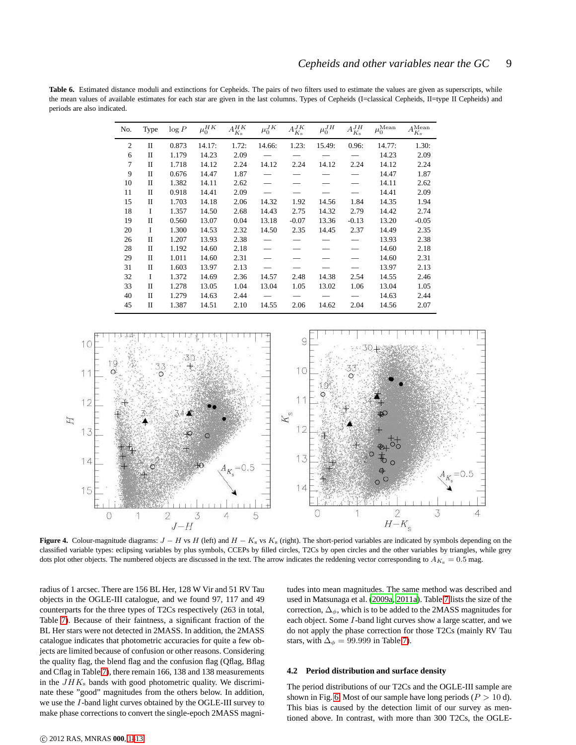**Table 6.** Estimated distance moduli and extinctions for Cepheids. The pairs of two filters used to estimate the values are given as superscripts, while the mean values of available estimates for each star are given in the last columns. Types of Cepheids (I=classical Cepheids, II=type II Cepheids) and periods are also indicated.

| No. | Type | $\log P$ | $\mu_0^{HK}$ | $A_{K_s}^{HK}$ | $\mu_0^{JK}$ | $A_{K_s}^{JK}$ | $\mu_0^{JH}$ | $A_{K_s}^{JH}$ | $\mu_0^{\rm Mean}$ | $A_{K_s}^{\rm Mean}$ |
|---|---|---|---|---|---|---|---|---|---|---|
| 2 | II | 0.873 | 14.17: | 1.72: | 14.66: | 1.23: | 15.49: | 0.96: | 14.77: | 1.30: |
| 6 | II | 1.179 | 14.23 | 2.09 | — | — | — | — | 14.23 | 2.09 |
| 7 | II | 1.718 | 14.12 | 2.24 | 14.12 | 2.24 | 14.12 | 2.24 | 14.12 | 2.24 |
| 9 | II | 0.676 | 14.47 | 1.87 | — | — | — | — | 14.47 | 1.87 |
| 10 | II | 1.382 | 14.11 | 2.62 | — | — | — | — | 14.11 | 2.62 |
| 11 | II | 0.918 | 14.41 | 2.09 | — | — | — | — | 14.41 | 2.09 |
| 15 | II | 1.703 | 14.18 | 2.06 | 14.32 | 1.92 | 14.56 | 1.84 | 14.35 | 1.94 |
| 18 | I | 1.357 | 14.50 | 2.68 | 14.43 | 2.75 | 14.32 | 2.79 | 14.42 | 2.74 |
| 19 | II | 0.560 | 13.07 | 0.04 | 13.18 | -0.07 | 13.36 | -0.13 | 13.20 | -0.05 |
| 20 | I | 1.300 | 14.53 | 2.32 | 14.50 | 2.35 | 14.45 | 2.37 | 14.49 | 2.35 |
| 26 | II | 1.207 | 13.93 | 2.38 | — | — | — | — | 13.93 | 2.38 |
| 28 | II | 1.192 | 14.60 | 2.18 | — | — | — | — | 14.60 | 2.18 |
| 29 | II | 1.011 | 14.60 | 2.31 | — | — | — | — | 14.60 | 2.31 |
| 31 | II | 1.603 | 13.97 | 2.13 | — | — | — | — | 13.97 | 2.13 |
| 32 | I | 1.372 | 14.69 | 2.36 | 14.57 | 2.48 | 14.38 | 2.54 | 14.55 | 2.46 |
| 33 | II | 1.278 | 13.05 | 1.04 | 13.04 | 1.05 | 13.02 | 1.06 | 13.04 | 1.05 |
| 40 | II | 1.279 | 14.63 | 2.44 | — | — | — | — | 14.63 | 2.44 |
| 45 | II | 1.387 | 14.51 | 2.10 | 14.55 | 2.06 | 14.62 | 2.04 | 14.56 | 2.07 |

**Figure 4.** Colour-magnitude diagrams: $J-H$ vs $H$ (left) and $H-K_s$ vs $K_s$ (right). The short-period variables are indicated by symbols depending on the classified variable types: eclipsing variables by plus symbols, CCEPs by filled circles, T2Cs by open circles and the other variables by triangles, while grey dots plot other objects. The numbered objects are discussed in the text. The arrow indicates the reddening vector corresponding to $A_{K_s}=0.5$ mag.

radius of 1 arcsec. There are 156 BL Her, 128 W Vir and 51 RV Tau objects in the OGLE-III catalogue, and we found 97, 117 and 49 counterparts for the three types of T2Cs respectively (263 in total, Table 7). Because of their faintness, a significant fraction of the BL Her stars were not detected in 2MASS. In addition, the 2MASS catalogue indicates that photometric accuracies for quite a few objects are limited because of confusion or other reasons. Considering the quality flag, the blend flag and the confusion flag (Qflag, Bflag and Cflag in Table 7), there remain 166, 138 and 138 measurements in the $JHK_s$ bands with good photometric quality. We discriminate these "good" magnitudes from the others below. In addition, we use the $I$-band light curves obtained by the OGLE-III survey to make phase corrections to convert the single-epoch 2MASS magnitudes into mean magnitudes. The same method was described and used in Matsunaga et al. (2009a, 2011a). Table 7 lists the size of the correction, $\Delta_\phi$, which is to be added to the 2MASS magnitudes for each object. Some $I$-band light curves show a large scatter, and we do not apply the phase correction for those T2Cs (mainly RV Tau stars, with $\Delta_\phi=99.999$ in Table 7).

### 4.2 Period distribution and surface density

The period distributions of our T2Cs and the OGLE-III sample are shown in Fig. 6. Most of our sample have long periods ($P>10$ d). This bias is caused by the detection limit of our survey as mentioned above. In contrast, with more than 300 T2Cs, the OGLE-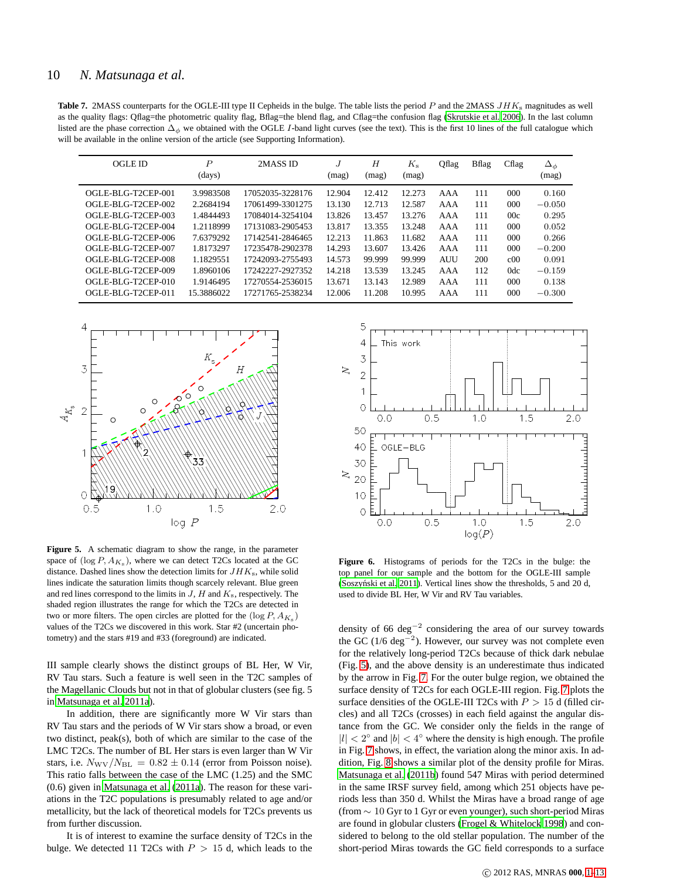**Table 7.** 2MASS counterparts for the OGLE-III type II Cepheids in the bulge. The table lists the period $P$ and the 2MASS $JHK_s$ magnitudes as well as the quality flags: Qflag=the photometric quality flag, Bflag=the blend flag, and Cflag=the confusion flag (Skrutskie et al. 2006). In the last column listed are the phase correction $\Delta_\phi$ we obtained with the OGLE $I$-band light curves (see the text). This is the first 10 lines of the full catalogue which will be available in the online version of the article (see Supporting Information).

| OGLE ID | $P$ (days) | 2MASS ID | $J$ (mag) | $H$ (mag) | $K_s$ (mag) | Qflag | Bflag | Cflag | $\Delta_\phi$ (mag) |
|---|---|---|---|---|---|---|---|---|---|
| OGLE-BLG-T2CEP-001 | 3.9983508 | 17052035-3228176 | 12.904 | 12.412 | 12.273 | AAA | 111 | 000 | 0.160 |
| OGLE-BLG-T2CEP-002 | 2.2684194 | 17061499-3301275 | 13.130 | 12.713 | 12.587 | AAA | 111 | 000 | −0.050 |
| OGLE-BLG-T2CEP-003 | 1.4844493 | 17084014-3254104 | 13.826 | 13.457 | 13.276 | AAA | 111 | 00c | 0.295 |
| OGLE-BLG-T2CEP-004 | 1.2118999 | 17131083-2905453 | 13.817 | 13.355 | 13.248 | AAA | 111 | 000 | 0.052 |
| OGLE-BLG-T2CEP-006 | 7.6379292 | 17142541-2846465 | 12.213 | 11.863 | 11.682 | AAA | 111 | 000 | 0.266 |
| OGLE-BLG-T2CEP-007 | 1.8173297 | 17235478-2902378 | 14.293 | 13.607 | 13.426 | AAA | 111 | 000 | −0.200 |
| OGLE-BLG-T2CEP-008 | 1.1829551 | 17242093-2755493 | 14.573 | 99.999 | 99.999 | AUU | 200 | c00 | 0.091 |
| OGLE-BLG-T2CEP-009 | 1.8960106 | 17242227-2927352 | 14.218 | 13.539 | 13.245 | AAA | 112 | 0dc | −0.159 |
| OGLE-BLG-T2CEP-010 | 1.9146495 | 17270554-2536015 | 13.671 | 13.143 | 12.989 | AAA | 111 | 000 | 0.138 |
| OGLE-BLG-T2CEP-011 | 15.3886022 | 17271765-2538234 | 12.006 | 11.208 | 10.995 | AAA | 111 | 000 | −0.300 |

**Figure 5.** A schematic diagram to show the range, in the parameter space of $(\log P, A_{K_s})$, where we can detect T2Cs located at the GC distance. Dashed lines show the detection limits for $JHK_s$, while solid lines indicate the saturation limits though scarcely relevant. Blue green and red lines correspond to the limits in $J$, $H$ and $K_s$, respectively. The shaded region illustrates the range for which the T2Cs are detected in two or more filters. The open circles are plotted for the $(\log P, A_{K_s})$ values of the T2Cs we discovered in this work. Star #2 (uncertain photometry) and the stars #19 and #33 (foreground) are indicated.

**Figure 6.** Histograms of periods for the T2Cs in the bulge: the top panel for our sample and the bottom for the OGLE-III sample (Soszyński et al. 2011). Vertical lines show the thresholds, 5 and 20 d, used to divide BL Her, W Vir and RV Tau variables.

III sample clearly shows the distinct groups of BL Her, W Vir, RV Tau stars. Such a feature is well seen in the T2C samples of the Magellanic Clouds but not in that of globular clusters (see fig. 5 in Matsunaga et al. 2011a).

In addition, there are significantly more W Vir stars than RV Tau stars and the periods of W Vir stars show a broad, or even two distinct, peak(s), both of which are similar to the case of the LMC T2Cs. The number of BL Her stars is even larger than W Vir stars, i.e. $N_{\rm WV}/N_{\rm BL} = 0.82 \pm 0.14$ (error from Poisson noise). This ratio falls between the case of the LMC (1.25) and the SMC (0.6) given in Matsunaga et al. (2011a). The reason for these variations in the T2C populations is presumably related to age and/or metallicity, but the lack of theoretical models for T2Cs prevents us from further discussion.

It is of interest to examine the surface density of T2Cs in the bulge. We detected 11 T2Cs with $P > 15$ d, which leads to the density of 66 deg$^{-2}$ considering the area of our survey towards the GC (1/6 deg$^{-2}$). However, our survey was not complete even for the relatively long-period T2Cs because of thick dark nebulae (Fig. 5), and the above density is an underestimate thus indicated by the arrow in Fig. 7. For the outer bulge region, we obtained the surface density of T2Cs for each OGLE-III region. Fig. 7 plots the surface densities of the OGLE-III T2Cs with $P > 15$ d (filled circles) and all T2Cs (crosses) in each field against the angular distance from the GC. We consider only the fields in the range of $|l| < 2°$ and $|b| < 4°$ where the density is high enough. The profile in Fig. 7 shows, in effect, the variation along the minor axis. In addition, Fig. 8 shows a similar plot of the density profile for Miras. Matsunaga et al. (2011b) found 547 Miras with period determined in the same IRSF survey field, among which 251 objects have periods less than 350 d. Whilst the Miras have a broad range of age (from ∼ 10 Gyr to 1 Gyr or even younger), such short-period Miras are found in globular clusters (Frogel & Whitelock 1998) and considered to belong to the old stellar population. The number of the short-period Miras towards the GC field corresponds to a surface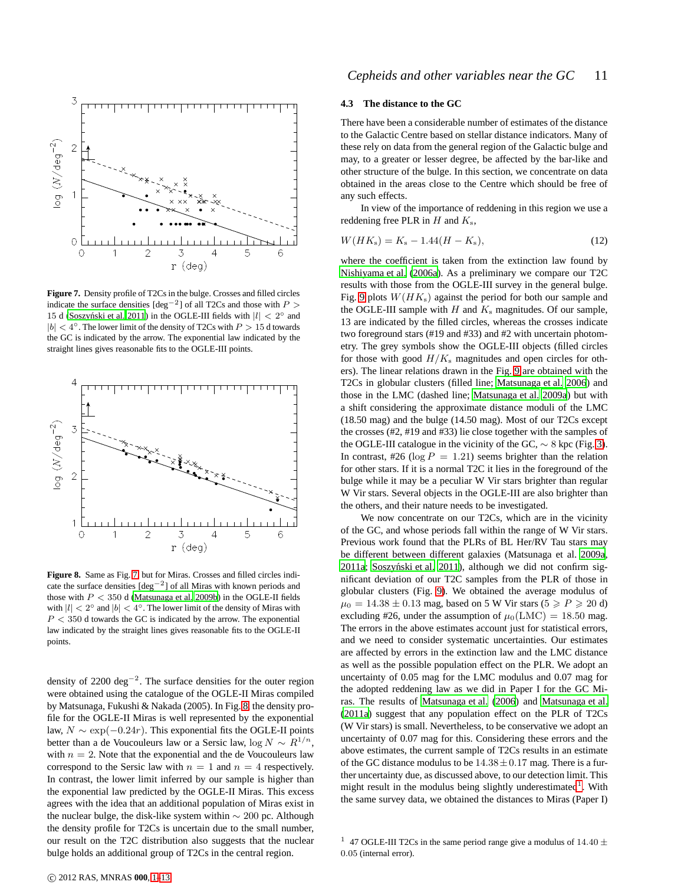Figure 7. Density profile of T2Cs in the bulge. Crosses and filled circles indicate the surface densities [deg$^{-2}$] of all T2Cs and those with $P > 15$ d (Soszyński et al. 2011) in the OGLE-III fields with $|l| < 2°$ and $|b| < 4°$. The lower limit of the density of T2Cs with $P > 15$ d towards the GC is indicated by the arrow. The exponential law indicated by the straight lines gives reasonable fits to the OGLE-III points.

Figure 8. Same as Fig. 7 but for Miras. Crosses and filled circles indicate the surface densities [deg$^{-2}$] of all Miras with known periods and those with $P < 350$ d (Matsunaga et al. 2009b) in the OGLE-II fields with $|l| < 2°$ and $|b| < 4°$. The lower limit of the density of Miras with $P < 350$ d towards the GC is indicated by the arrow. The exponential law indicated by the straight lines gives reasonable fits to the OGLE-II points.

density of 2200 deg$^{-2}$. The surface densities for the outer region were obtained using the catalogue of the OGLE-II Miras compiled by Matsunaga, Fukushi & Nakada (2005). In Fig. 8 the density profile for the OGLE-II Miras is well represented by the exponential law, $N \sim \exp(-0.24r)$. This exponential fits the OGLE-II points better than a de Voucouleurs law or a Sersic law, $\log N \sim R^{1/n}$, with $n = 2$. Note that the exponential and the de Voucouleurs law correspond to the Sersic law with $n = 1$ and $n = 4$ respectively. In contrast, the lower limit inferred by our sample is higher than the exponential law predicted by the OGLE-II Miras. This excess agrees with the idea that an additional population of Miras exist in the nuclear bulge, the disk-like system within $\sim 200$ pc. Although the density profile for T2Cs is uncertain due to the small number, our result on the T2C distribution also suggests that the nuclear bulge holds an additional group of T2Cs in the central region.

### 4.3 The distance to the GC

There have been a considerable number of estimates of the distance to the Galactic Centre based on stellar distance indicators. Many of these rely on data from the general region of the Galactic bulge and may, to a greater or lesser degree, be affected by the bar-like and other structure of the bulge. In this section, we concentrate on data obtained in the areas close to the Centre which should be free of any such effects.

In view of the importance of reddening in this region we use a reddening free PLR in $H$ and $K_{\rm s}$,

$$W(HK_{\rm s}) = K_{\rm s} - 1.44(H - K_{\rm s}), \qquad (12)$$

where the coefficient is taken from the extinction law found by Nishiyama et al. (2006a). As a preliminary we compare our T2C results with those from the OGLE-III survey in the general bulge. Fig. 9 plots $W(HK_{\rm s})$ against the period for both our sample and the OGLE-III sample with $H$ and $K_{\rm s}$ magnitudes. Of our sample, 13 are indicated by the filled circles, whereas the crosses indicate two foreground stars (#19 and #33) and #2 with uncertain photometry. The grey symbols show the OGLE-III objects (filled circles for those with good $H/K_{\rm s}$ magnitudes and open circles for others). The linear relations drawn in the Fig. 9 are obtained with the T2Cs in globular clusters (filled line; Matsunaga et al. 2006) and those in the LMC (dashed line; Matsunaga et al. 2009a) but with a shift considering the approximate distance moduli of the LMC (18.50 mag) and the bulge (14.50 mag). Most of our T2Cs except the crosses (#2, #19 and #33) lie close together with the samples of the OGLE-III catalogue in the vicinity of the GC, $\sim 8$ kpc (Fig. 3). In contrast, #26 ($\log P = 1.21$) seems brighter than the relation for other stars. If it is a normal T2C it lies in the foreground of the bulge while it may be a peculiar W Vir stars brighter than regular W Vir stars. Several objects in the OGLE-III are also brighter than the others, and their nature needs to be investigated.

We now concentrate on our T2Cs, which are in the vicinity of the GC, and whose periods fall within the range of W Vir stars. Previous work found that the PLRs of BL Her/RV Tau stars may be different between different galaxies (Matsunaga et al. 2009a, 2011a; Soszyński et al. 2011), although we did not confirm significant deviation of our T2C samples from the PLR of those in globular clusters (Fig. 9). We obtained the average modulus of $\mu_0 = 14.38 \pm 0.13$ mag, based on 5 W Vir stars ($5 \geqslant P \geqslant 20$ d) excluding #26, under the assumption of $\mu_0({\rm LMC}) = 18.50$ mag. The errors in the above estimates account just for statistical errors, and we need to consider systematic uncertainties. Our estimates are affected by errors in the extinction law and the LMC distance as well as the possible population effect on the PLR. We adopt an uncertainty of 0.05 mag for the LMC modulus and 0.07 mag for the adopted reddening law as we did in Paper I for the GC Miras. The results of Matsunaga et al. (2006) and Matsunaga et al. (2011a) suggest that any population effect on the PLR of T2Cs (W Vir stars) is small. Nevertheless, to be conservative we adopt an uncertainty of 0.07 mag for this. Considering these errors and the above estimates, the current sample of T2Cs results in an estimate of the GC distance modulus to be $14.38 \pm 0.17$ mag. There is a further uncertainty due, as discussed above, to our detection limit. This might result in the modulus being slightly underestimated[1]. With the same survey data, we obtained the distances to Miras (Paper I)

[1] 47 OGLE-III T2Cs in the same period range give a modulus of $14.40 \pm 0.05$ (internal error).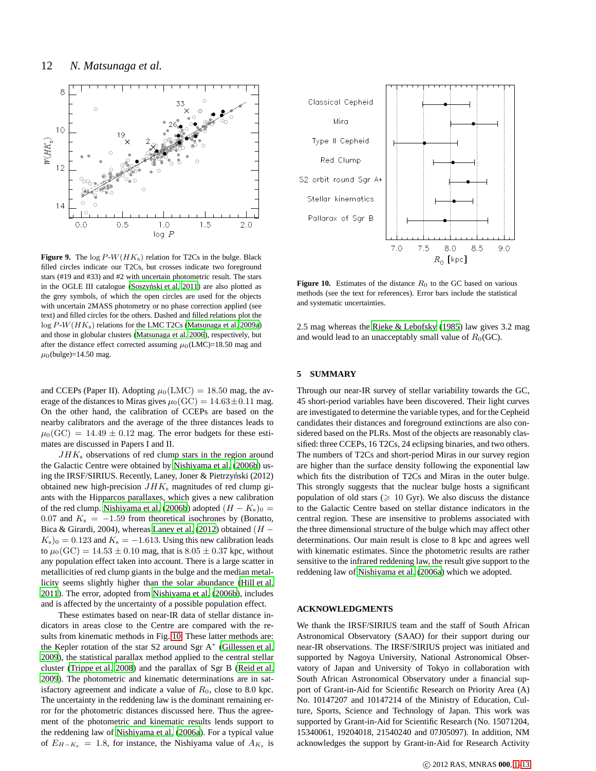**Figure 9.** The $\log P$-$W(HK_{\rm s})$ relation for T2Cs in the bulge. Black filled circles indicate our T2Cs, but crosses indicate two foreground stars (#19 and #33) and #2 with uncertain photometric result. The stars in the OGLE III catalogue (Soszyński et al. 2011) are also plotted as the grey symbols, of which the open circles are used for the objects with uncertain 2MASS photometry or no phase correction applied (see text) and filled circles for the others. Dashed and filled relations plot the $\log P$-$W(HK_{\rm s})$ relations for the LMC T2Cs (Matsunaga et al. 2009a) and those in globular clusters (Matsunaga et al. 2006), respectively, but after the distance effect corrected assuming $\mu_0$(LMC)=18.50 mag and $\mu_0$(bulge)=14.50 mag.

**Figure 10.** Estimates of the distance $R_0$ to the GC based on various methods (see the text for references). Error bars include the statistical and systematic uncertainties.

and CCEPs (Paper II). Adopting $\mu_0({\rm LMC}) = 18.50$ mag, the average of the distances to Miras gives $\mu_0({\rm GC}) = 14.63 \pm 0.11$ mag. On the other hand, the calibration of CCEPs are based on the nearby calibrators and the average of the three distances leads to $\mu_0({\rm GC}) = 14.49 \pm 0.12$ mag. The error budgets for these estimates are discussed in Papers I and II.

$JHK_{\rm s}$ observations of red clump stars in the region around the Galactic Centre were obtained by Nishiyama et al. (2006b) using the IRSF/SIRIUS. Recently, Laney, Joner & Pietrzyński (2012) obtained new high-precision $JHK_{\rm s}$ magnitudes of red clump giants with the Hipparcos parallaxes, which gives a new calibration of the red clump. Nishiyama et al. (2006b) adopted $(H-K_{\rm s})_0 = 0.07$ and $K_{\rm s} = -1.59$ from theoretical isochrones by (Bonatto, Bica & Girardi, 2004), whereas Laney et al. (2012) obtained $(H-K_{\rm s})_0 = 0.123$ and $K_{\rm s} = -1.613$. Using this new calibration leads to $\mu_0({\rm GC}) = 14.53 \pm 0.10$ mag, that is $8.05 \pm 0.37$ kpc, without any population effect taken into account. There is a large scatter in metallicities of red clump giants in the bulge and the median metallicity seems slightly higher than the solar abundance (Hill et al. 2011). The error, adopted from Nishiyama et al. (2006b), includes and is affected by the uncertainty of a possible population effect.

These estimates based on near-IR data of stellar distance indicators in areas close to the Centre are compared with the results from kinematic methods in Fig. 10. These latter methods are: the Kepler rotation of the star S2 around Sgr A$^*$ (Gillessen et al. 2009), the statistical parallax method applied to the central stellar cluster (Trippe et al. 2008) and the parallax of Sgr B (Reid et al. 2009). The photometric and kinematic determinations are in satisfactory agreement and indicate a value of $R_0$, close to 8.0 kpc. The uncertainty in the reddening law is the dominant remaining error for the photometric distances discussed here. Thus the agreement of the photometric and kinematic results lends support to the reddening law of Nishiyama et al. (2006a). For a typical value of $E_{H-K_{\rm s}} = 1.8$, for instance, the Nishiyama value of $A_{K_{\rm s}}$ is 2.5 mag whereas the Rieke & Lebofsky (1985) law gives 3.2 mag and would lead to an unacceptably small value of $R_0$(GC).

## 5 SUMMARY

Through our near-IR survey of stellar variability towards the GC, 45 short-period variables have been discovered. Their light curves are investigated to determine the variable types, and for the Cepheid candidates their distances and foreground extinctions are also considered based on the PLRs. Most of the objects are reasonably classified: three CCEPs, 16 T2Cs, 24 eclipsing binaries, and two others. The numbers of T2Cs and short-period Miras in our survey region are higher than the surface density following the exponential law which fits the distribution of T2Cs and Miras in the outer bulge. This strongly suggests that the nuclear bulge hosts a significant population of old stars ($\geqslant$ 10 Gyr). We also discuss the distance to the Galactic Centre based on stellar distance indicators in the central region. These are insensitive to problems associated with the three dimensional structure of the bulge which may affect other determinations. Our main result is close to 8 kpc and agrees well with kinematic estimates. Since the photometric results are rather sensitive to the infrared reddening law, the result give support to the reddening law of Nishiyama et al. (2006a) which we adopted.

## ACKNOWLEDGMENTS

We thank the IRSF/SIRIUS team and the staff of South African Astronomical Observatory (SAAO) for their support during our near-IR observations. The IRSF/SIRIUS project was initiated and supported by Nagoya University, National Astronomical Observatory of Japan and University of Tokyo in collaboration with South African Astronomical Observatory under a financial support of Grant-in-Aid for Scientific Research on Priority Area (A) No. 10147207 and 10147214 of the Ministry of Education, Culture, Sports, Science and Technology of Japan. This work was supported by Grant-in-Aid for Scientific Research (No. 15071204, 15340061, 19204018, 21540240 and 07J05097). In addition, NM acknowledges the support by Grant-in-Aid for Research Activity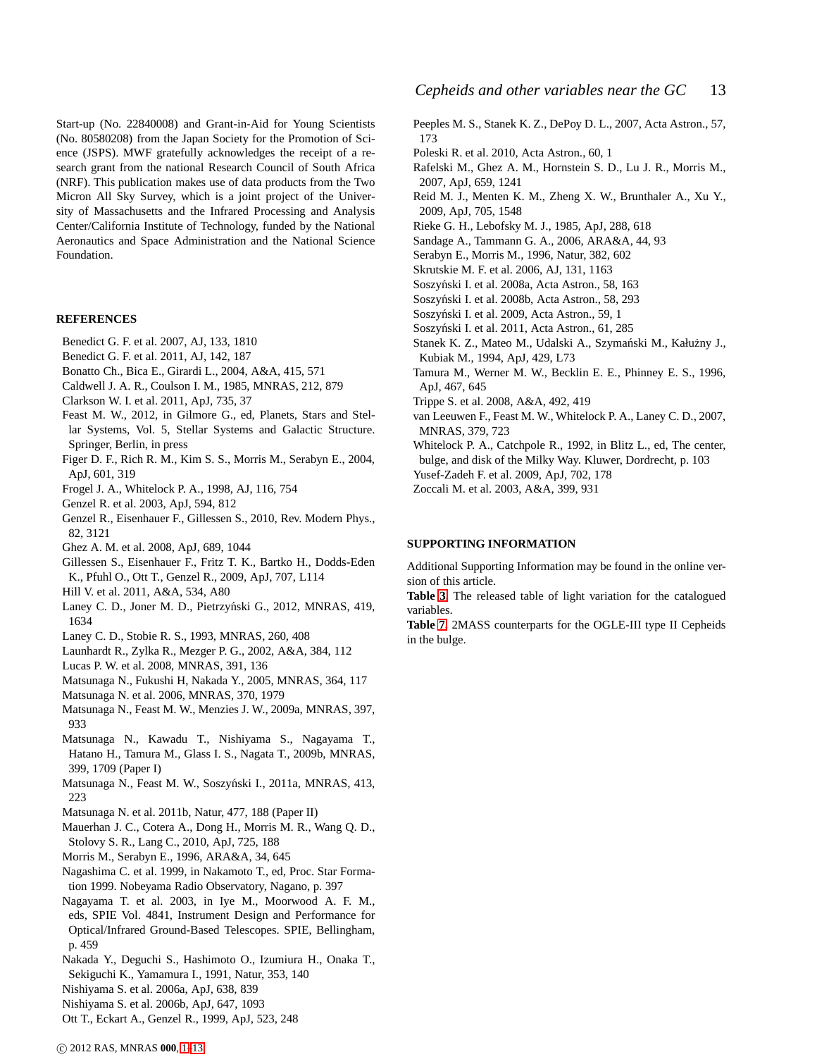Start-up (No. 22840008) and Grant-in-Aid for Young Scientists (No. 80580208) from the Japan Society for the Promotion of Science (JSPS). MWF gratefully acknowledges the receipt of a research grant from the national Research Council of South Africa (NRF). This publication makes use of data products from the Two Micron All Sky Survey, which is a joint project of the University of Massachusetts and the Infrared Processing and Analysis Center/California Institute of Technology, funded by the National Aeronautics and Space Administration and the National Science Foundation.

## REFERENCES

Benedict G. F. et al. 2007, AJ, 133, 1810
Benedict G. F. et al. 2011, AJ, 142, 187
Bonatto Ch., Bica E., Girardi L., 2004, A&A, 415, 571
Caldwell J. A. R., Coulson I. M., 1985, MNRAS, 212, 879
Clarkson W. I. et al. 2011, ApJ, 735, 37
Feast M. W., 2012, in Gilmore G., ed, Planets, Stars and Stellar Systems, Vol. 5, Stellar Systems and Galactic Structure. Springer, Berlin, in press
Figer D. F., Rich R. M., Kim S. S., Morris M., Serabyn E., 2004, ApJ, 601, 319
Frogel J. A., Whitelock P. A., 1998, AJ, 116, 754
Genzel R. et al. 2003, ApJ, 594, 812
Genzel R., Eisenhauer F., Gillessen S., 2010, Rev. Modern Phys., 82, 3121
Ghez A. M. et al. 2008, ApJ, 689, 1044
Gillessen S., Eisenhauer F., Fritz T. K., Bartko H., Dodds-Eden K., Pfuhl O., Ott T., Genzel R., 2009, ApJ, 707, L114
Hill V. et al. 2011, A&A, 534, A80
Laney C. D., Joner M. D., Pietrzyński G., 2012, MNRAS, 419, 1634
Laney C. D., Stobie R. S., 1993, MNRAS, 260, 408
Launhardt R., Zylka R., Mezger P. G., 2002, A&A, 384, 112
Lucas P. W. et al. 2008, MNRAS, 391, 136
Matsunaga N., Fukushi H, Nakada Y., 2005, MNRAS, 364, 117
Matsunaga N. et al. 2006, MNRAS, 370, 1979
Matsunaga N., Feast M. W., Menzies J. W., 2009a, MNRAS, 397, 933
Matsunaga N., Kawadu T., Nishiyama S., Nagayama T., Hatano H., Tamura M., Glass I. S., Nagata T., 2009b, MNRAS, 399, 1709 (Paper I)
Matsunaga N., Feast M. W., Soszyński I., 2011a, MNRAS, 413, 223
Matsunaga N. et al. 2011b, Natur, 477, 188 (Paper II)
Mauerhan J. C., Cotera A., Dong H., Morris M. R., Wang Q. D., Stolovy S. R., Lang C., 2010, ApJ, 725, 188
Morris M., Serabyn E., 1996, ARA&A, 34, 645
Nagashima C. et al. 1999, in Nakamoto T., ed, Proc. Star Formation 1999. Nobeyama Radio Observatory, Nagano, p. 397
Nagayama T. et al. 2003, in Iye M., Moorwood A. F. M., eds, SPIE Vol. 4841, Instrument Design and Performance for Optical/Infrared Ground-Based Telescopes. SPIE, Bellingham, p. 459
Nakada Y., Deguchi S., Hashimoto O., Izumiura H., Onaka T., Sekiguchi K., Yamamura I., 1991, Natur, 353, 140
Nishiyama S. et al. 2006a, ApJ, 638, 839
Nishiyama S. et al. 2006b, ApJ, 647, 1093
Ott T., Eckart A., Genzel R., 1999, ApJ, 523, 248
Peeples M. S., Stanek K. Z., DePoy D. L., 2007, Acta Astron., 57, 173
Poleski R. et al. 2010, Acta Astron., 60, 1
Rafelski M., Ghez A. M., Hornstein S. D., Lu J. R., Morris M., 2007, ApJ, 659, 1241
Reid M. J., Menten K. M., Zheng X. W., Brunthaler A., Xu Y., 2009, ApJ, 705, 1548
Rieke G. H., Lebofsky M. J., 1985, ApJ, 288, 618
Sandage A., Tammann G. A., 2006, ARA&A, 44, 93
Serabyn E., Morris M., 1996, Natur, 382, 602
Skrutskie M. F. et al. 2006, AJ, 131, 1163
Soszyński I. et al. 2008a, Acta Astron., 58, 163
Soszyński I. et al. 2008b, Acta Astron., 58, 293
Soszyński I. et al. 2009, Acta Astron., 59, 1
Soszyński I. et al. 2011, Acta Astron., 61, 285
Stanek K. Z., Mateo M., Udalski A., Szymański M., Kałużny J., Kubiak M., 1994, ApJ, 429, L73
Tamura M., Werner M. W., Becklin E. E., Phinney E. S., 1996, ApJ, 467, 645
Trippe S. et al. 2008, A&A, 492, 419
van Leeuwen F., Feast M. W., Whitelock P. A., Laney C. D., 2007, MNRAS, 379, 723
Whitelock P. A., Catchpole R., 1992, in Blitz L., ed, The center, bulge, and disk of the Milky Way. Kluwer, Dordrecht, p. 103
Yusef-Zadeh F. et al. 2009, ApJ, 702, 178
Zoccali M. et al. 2003, A&A, 399, 931

## SUPPORTING INFORMATION

Additional Supporting Information may be found in the online version of this article.

**Table 3** The released table of light variation for the catalogued variables.

**Table 7** 2MASS counterparts for the OGLE-III type II Cepheids in the bulge.